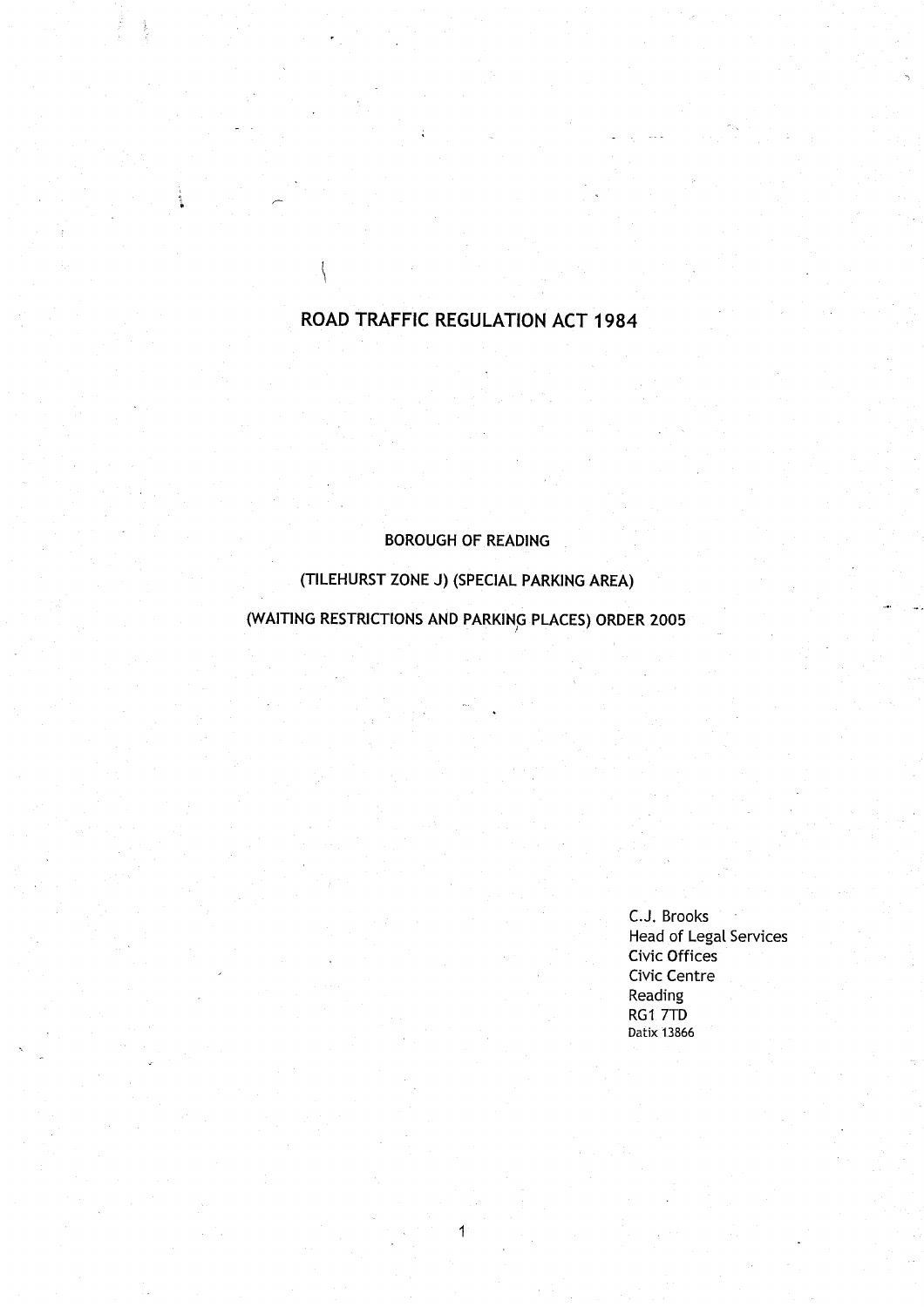# ROAD TRAFFIC REGULATION ACT 1984

## BOROUGH OF READING

## (TILEHURST ZONE J) (SPECIAL PARKING AREA)

## (WAITING RESTRICTIONS AND PARKING PLACES) ORDER 2005

C.J. Brooks
Head of Legal Services
Civic Offices
Civic Centre
Reading
RG1 7TD
Datix 13866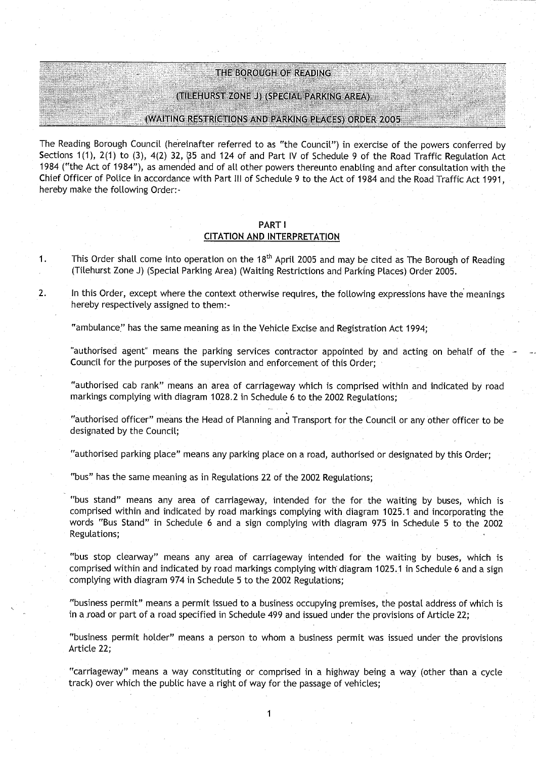# THE BOROUGH OF READING

## (TILEHURST ZONE J) (SPECIAL PARKING AREA)

## (WAITING RESTRICTIONS AND PARKING PLACES) ORDER 2005

The Reading Borough Council (hereinafter referred to as "the Council") in exercise of the powers conferred by Sections 1(1), 2(1) to (3), 4(2) 32, 35 and 124 of and Part IV of Schedule 9 of the Road Traffic Regulation Act 1984 ("the Act of 1984"), as amended and of all other powers thereunto enabling and after consultation with the Chief Officer of Police in accordance with Part III of Schedule 9 to the Act of 1984 and the Road Traffic Act 1991, hereby make the following Order:-

### PART I
### CITATION AND INTERPRETATION

1. This Order shall come into operation on the 18th April 2005 and may be cited as The Borough of Reading (Tilehurst Zone J) (Special Parking Area) (Waiting Restrictions and Parking Places) Order 2005.

2. In this Order, except where the context otherwise requires, the following expressions have the meanings hereby respectively assigned to them:-

   "ambulance" has the same meaning as in the Vehicle Excise and Registration Act 1994;

   "authorised agent" means the parking services contractor appointed by and acting on behalf of the Council for the purposes of the supervision and enforcement of this Order;

   "authorised cab rank" means an area of carriageway which is comprised within and indicated by road markings complying with diagram 1028.2 in Schedule 6 to the 2002 Regulations;

   "authorised officer" means the Head of Planning and Transport for the Council or any other officer to be designated by the Council;

   "authorised parking place" means any parking place on a road, authorised or designated by this Order;

   "bus" has the same meaning as in Regulations 22 of the 2002 Regulations;

   "bus stand" means any area of carriageway, intended for the for the waiting by buses, which is comprised within and indicated by road markings complying with diagram 1025.1 and incorporating the words "Bus Stand" in Schedule 6 and a sign complying with diagram 975 in Schedule 5 to the 2002 Regulations;

   "bus stop clearway" means any area of carriageway intended for the waiting by buses, which is comprised within and indicated by road markings complying with diagram 1025.1 in Schedule 6 and a sign complying with diagram 974 in Schedule 5 to the 2002 Regulations;

   "business permit" means a permit issued to a business occupying premises, the postal address of which is in a road or part of a road specified in Schedule 499 and issued under the provisions of Article 22;

   "business permit holder" means a person to whom a business permit was issued under the provisions Article 22;

   "carriageway" means a way constituting or comprised in a highway being a way (other than a cycle track) over which the public have a right of way for the passage of vehicles;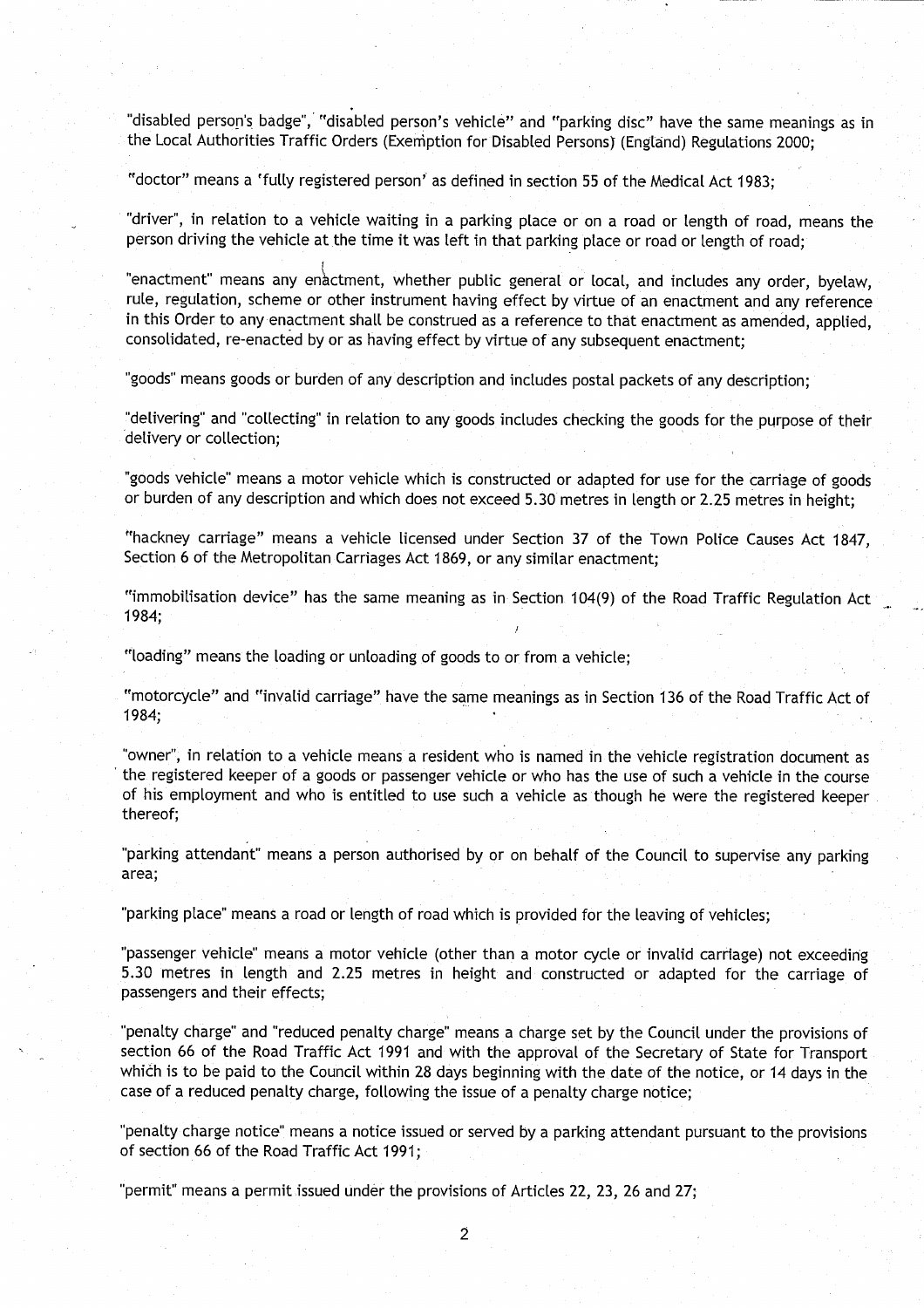"disabled person's badge", "disabled person's vehicle" and "parking disc" have the same meanings as in the Local Authorities Traffic Orders (Exemption for Disabled Persons) (England) Regulations 2000;

"doctor" means a 'fully registered person' as defined in section 55 of the Medical Act 1983;

"driver", in relation to a vehicle waiting in a parking place or on a road or length of road, means the person driving the vehicle at the time it was left in that parking place or road or length of road;

"enactment" means any enactment, whether public general or local, and includes any order, byelaw, rule, regulation, scheme or other instrument having effect by virtue of an enactment and any reference in this Order to any enactment shall be construed as a reference to that enactment as amended, applied, consolidated, re-enacted by or as having effect by virtue of any subsequent enactment;

"goods" means goods or burden of any description and includes postal packets of any description;

"delivering" and "collecting" in relation to any goods includes checking the goods for the purpose of their delivery or collection;

"goods vehicle" means a motor vehicle which is constructed or adapted for use for the carriage of goods or burden of any description and which does not exceed 5.30 metres in length or 2.25 metres in height;

"hackney carriage" means a vehicle licensed under Section 37 of the Town Police Causes Act 1847, Section 6 of the Metropolitan Carriages Act 1869, or any similar enactment;

"immobilisation device" has the same meaning as in Section 104(9) of the Road Traffic Regulation Act 1984;

"loading" means the loading or unloading of goods to or from a vehicle;

"motorcycle" and "invalid carriage" have the same meanings as in Section 136 of the Road Traffic Act of 1984;

"owner", in relation to a vehicle means a resident who is named in the vehicle registration document as the registered keeper of a goods or passenger vehicle or who has the use of such a vehicle in the course of his employment and who is entitled to use such a vehicle as though he were the registered keeper thereof;

"parking attendant" means a person authorised by or on behalf of the Council to supervise any parking area;

"parking place" means a road or length of road which is provided for the leaving of vehicles;

"passenger vehicle" means a motor vehicle (other than a motor cycle or invalid carriage) not exceeding 5.30 metres in length and 2.25 metres in height and constructed or adapted for the carriage of passengers and their effects;

"penalty charge" and "reduced penalty charge" means a charge set by the Council under the provisions of section 66 of the Road Traffic Act 1991 and with the approval of the Secretary of State for Transport which is to be paid to the Council within 28 days beginning with the date of the notice, or 14 days in the case of a reduced penalty charge, following the issue of a penalty charge notice;

"penalty charge notice" means a notice issued or served by a parking attendant pursuant to the provisions of section 66 of the Road Traffic Act 1991;

"permit" means a permit issued under the provisions of Articles 22, 23, 26 and 27;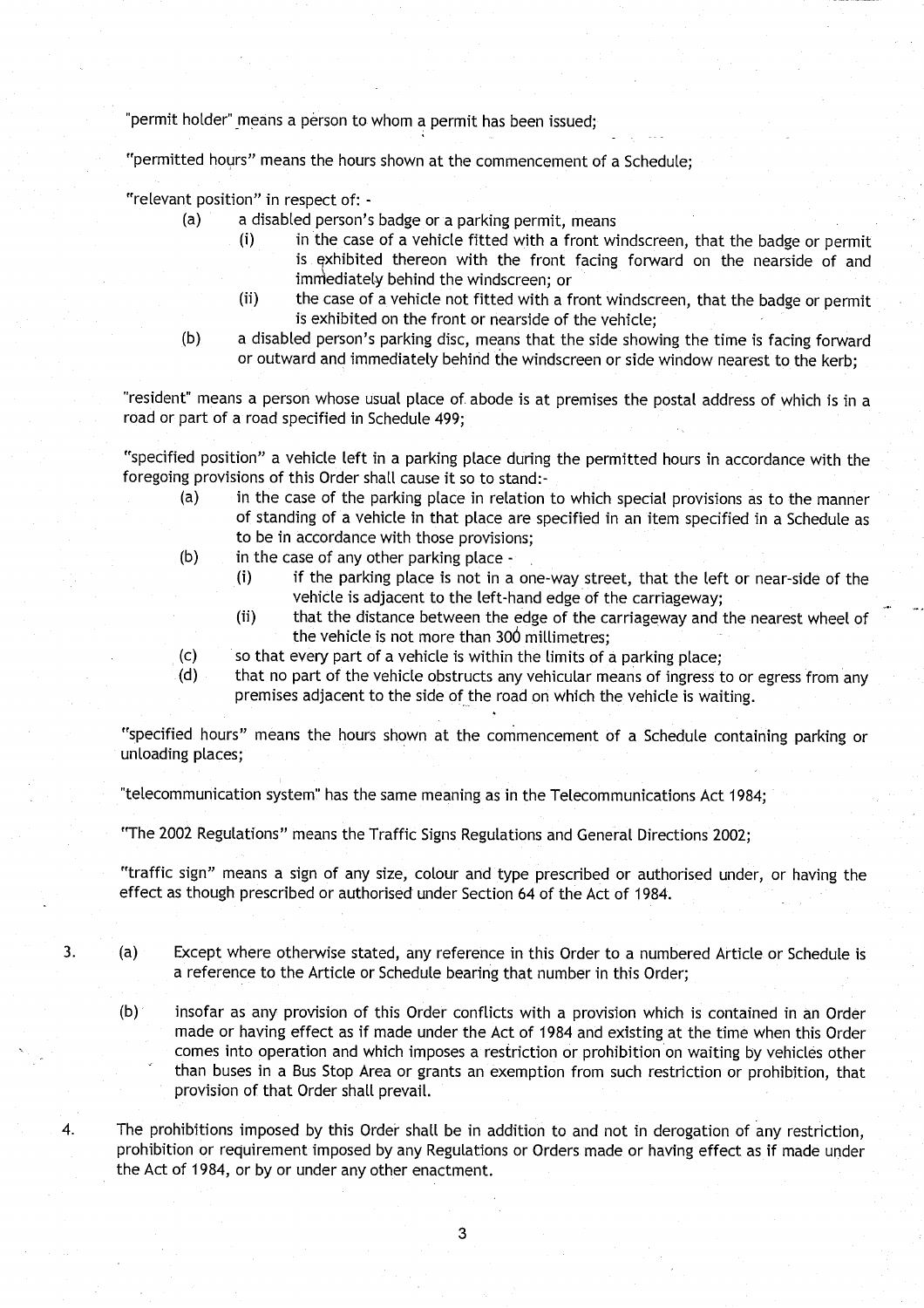"permit holder" means a person to whom a permit has been issued;

"permitted hours" means the hours shown at the commencement of a Schedule;

"relevant position" in respect of: -

(a) a disabled person's badge or a parking permit, means
    - (i) in the case of a vehicle fitted with a front windscreen, that the badge or permit is exhibited thereon with the front facing forward on the nearside of and immediately behind the windscreen; or
    - (ii) the case of a vehicle not fitted with a front windscreen, that the badge or permit is exhibited on the front or nearside of the vehicle;

(b) a disabled person's parking disc, means that the side showing the time is facing forward or outward and immediately behind the windscreen or side window nearest to the kerb;

"resident" means a person whose usual place of abode is at premises the postal address of which is in a road or part of a road specified in Schedule 499;

"specified position" a vehicle left in a parking place during the permitted hours in accordance with the foregoing provisions of this Order shall cause it so to stand:-

(a) in the case of the parking place in relation to which special provisions as to the manner of standing of a vehicle in that place are specified in an item specified in a Schedule as to be in accordance with those provisions;

(b) in the case of any other parking place -
    - (i) if the parking place is not in a one-way street, that the left or near-side of the vehicle is adjacent to the left-hand edge of the carriageway;
    - (ii) that the distance between the edge of the carriageway and the nearest wheel of the vehicle is not more than 300 millimetres;

(c) so that every part of a vehicle is within the limits of a parking place;

(d) that no part of the vehicle obstructs any vehicular means of ingress to or egress from any premises adjacent to the side of the road on which the vehicle is waiting.

"specified hours" means the hours shown at the commencement of a Schedule containing parking or unloading places;

"telecommunication system" has the same meaning as in the Telecommunications Act 1984;

"The 2002 Regulations" means the Traffic Signs Regulations and General Directions 2002;

"traffic sign" means a sign of any size, colour and type prescribed or authorised under, or having the effect as though prescribed or authorised under Section 64 of the Act of 1984.

3. (a) Except where otherwise stated, any reference in this Order to a numbered Article or Schedule is a reference to the Article or Schedule bearing that number in this Order;

   (b) insofar as any provision of this Order conflicts with a provision which is contained in an Order made or having effect as if made under the Act of 1984 and existing at the time when this Order comes into operation and which imposes a restriction or prohibition on waiting by vehicles other than buses in a Bus Stop Area or grants an exemption from such restriction or prohibition, that provision of that Order shall prevail.

4. The prohibitions imposed by this Order shall be in addition to and not in derogation of any restriction, prohibition or requirement imposed by any Regulations or Orders made or having effect as if made under the Act of 1984, or by or under any other enactment.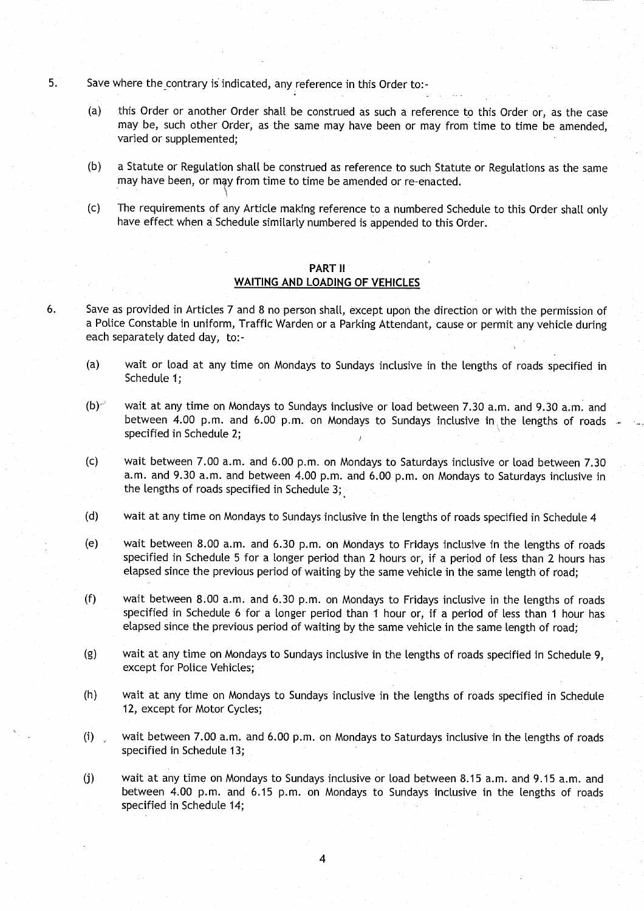5. Save where the contrary is indicated, any reference in this Order to:-

   (a) this Order or another Order shall be construed as such a reference to this Order or, as the case may be, such other Order, as the same may have been or may from time to time be amended, varied or supplemented;

   (b) a Statute or Regulation shall be construed as reference to such Statute or Regulations as the same may have been, or may from time to time be amended or re-enacted.

   (c) The requirements of any Article making reference to a numbered Schedule to this Order shall only have effect when a Schedule similarly numbered is appended to this Order.

## PART II
## WAITING AND LOADING OF VEHICLES

6. Save as provided in Articles 7 and 8 no person shall, except upon the direction or with the permission of a Police Constable in uniform, Traffic Warden or a Parking Attendant, cause or permit any vehicle during each separately dated day, to:-

   (a) wait or load at any time on Mondays to Sundays inclusive in the lengths of roads specified in Schedule 1;

   (b) wait at any time on Mondays to Sundays inclusive or load between 7.30 a.m. and 9.30 a.m. and between 4.00 p.m. and 6.00 p.m. on Mondays to Sundays inclusive in the lengths of roads specified in Schedule 2;

   (c) wait between 7.00 a.m. and 6.00 p.m. on Mondays to Saturdays inclusive or load between 7.30 a.m. and 9.30 a.m. and between 4.00 p.m. and 6.00 p.m. on Mondays to Saturdays inclusive in the lengths of roads specified in Schedule 3;

   (d) wait at any time on Mondays to Sundays inclusive in the lengths of roads specified in Schedule 4

   (e) wait between 8.00 a.m. and 6.30 p.m. on Mondays to Fridays inclusive in the lengths of roads specified in Schedule 5 for a longer period than 2 hours or, if a period of less than 2 hours has elapsed since the previous period of waiting by the same vehicle in the same length of road;

   (f) wait between 8.00 a.m. and 6.30 p.m. on Mondays to Fridays inclusive in the lengths of roads specified in Schedule 6 for a longer period than 1 hour or, if a period of less than 1 hour has elapsed since the previous period of waiting by the same vehicle in the same length of road;

   (g) wait at any time on Mondays to Sundays inclusive in the lengths of roads specified in Schedule 9, except for Police Vehicles;

   (h) wait at any time on Mondays to Sundays inclusive in the lengths of roads specified in Schedule 12, except for Motor Cycles;

   (i) wait between 7.00 a.m. and 6.00 p.m. on Mondays to Saturdays inclusive in the lengths of roads specified in Schedule 13;

   (j) wait at any time on Mondays to Sundays inclusive or load between 8.15 a.m. and 9.15 a.m. and between 4.00 p.m. and 6.15 p.m. on Mondays to Sundays inclusive in the lengths of roads specified in Schedule 14;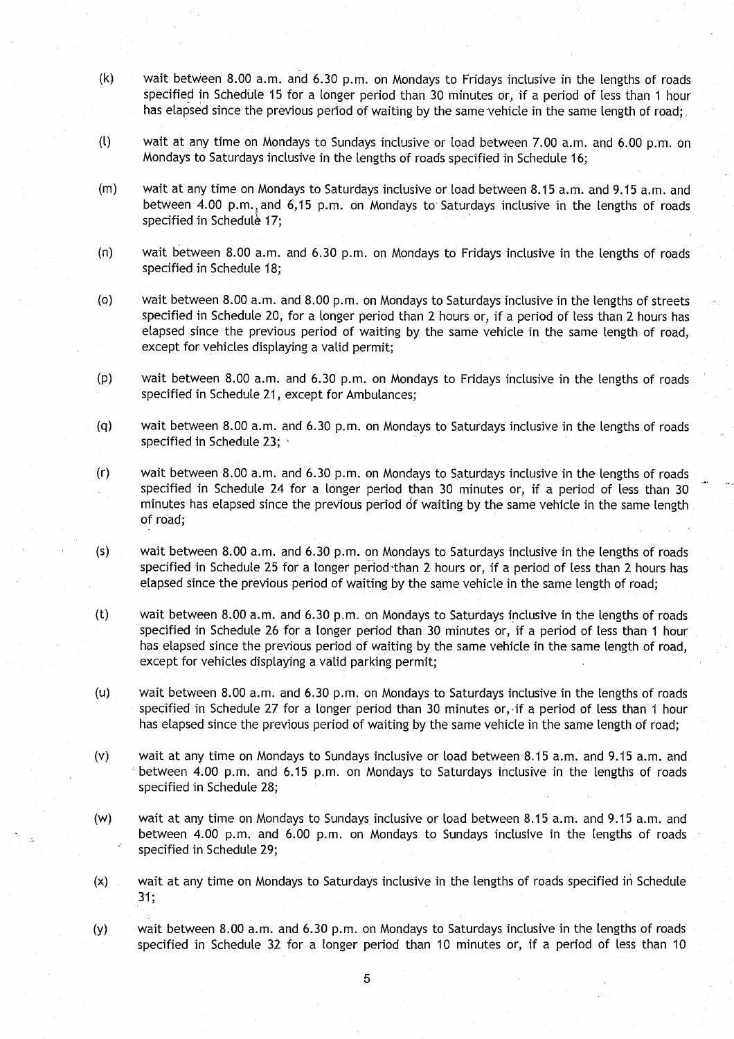(k) wait between 8.00 a.m. and 6.30 p.m. on Mondays to Fridays inclusive in the lengths of roads specified in Schedule 15 for a longer period than 30 minutes or, if a period of less than 1 hour has elapsed since the previous period of waiting by the same vehicle in the same length of road;

(l) wait at any time on Mondays to Sundays inclusive or load between 7.00 a.m. and 6.00 p.m. on Mondays to Saturdays inclusive in the lengths of roads specified in Schedule 16;

(m) wait at any time on Mondays to Saturdays inclusive or load between 8.15 a.m. and 9.15 a.m. and between 4.00 p.m. and 6,15 p.m. on Mondays to Saturdays inclusive in the lengths of roads specified in Schedule 17;

(n) wait between 8.00 a.m. and 6.30 p.m. on Mondays to Fridays inclusive in the lengths of roads specified in Schedule 18;

(o) wait between 8.00 a.m. and 8.00 p.m. on Mondays to Saturdays inclusive in the lengths of streets specified in Schedule 20, for a longer period than 2 hours or, if a period of less than 2 hours has elapsed since the previous period of waiting by the same vehicle in the same length of road, except for vehicles displaying a valid permit;

(p) wait between 8.00 a.m. and 6.30 p.m. on Mondays to Fridays inclusive in the lengths of roads specified in Schedule 21, except for Ambulances;

(q) wait between 8.00 a.m. and 6.30 p.m. on Mondays to Saturdays inclusive in the lengths of roads specified in Schedule 23;

(r) wait between 8.00 a.m. and 6.30 p.m. on Mondays to Saturdays inclusive in the lengths of roads specified in Schedule 24 for a longer period than 30 minutes or, if a period of less than 30 minutes has elapsed since the previous period of waiting by the same vehicle in the same length of road;

(s) wait between 8.00 a.m. and 6.30 p.m. on Mondays to Saturdays inclusive in the lengths of roads specified in Schedule 25 for a longer period than 2 hours or, if a period of less than 2 hours has elapsed since the previous period of waiting by the same vehicle in the same length of road;

(t) wait between 8.00 a.m. and 6.30 p.m. on Mondays to Saturdays inclusive in the lengths of roads specified in Schedule 26 for a longer period than 30 minutes or, if a period of less than 1 hour has elapsed since the previous period of waiting by the same vehicle in the same length of road, except for vehicles displaying a valid parking permit;

(u) wait between 8.00 a.m. and 6.30 p.m. on Mondays to Saturdays inclusive in the lengths of roads specified in Schedule 27 for a longer period than 30 minutes or, if a period of less than 1 hour has elapsed since the previous period of waiting by the same vehicle in the same length of road;

(v) wait at any time on Mondays to Sundays inclusive or load between 8.15 a.m. and 9.15 a.m. and between 4.00 p.m. and 6.15 p.m. on Mondays to Saturdays inclusive in the lengths of roads specified in Schedule 28;

(w) wait at any time on Mondays to Sundays inclusive or load between 8.15 a.m. and 9.15 a.m. and between 4.00 p.m. and 6.00 p.m. on Mondays to Sundays inclusive in the lengths of roads specified in Schedule 29;

(x) wait at any time on Mondays to Saturdays inclusive in the lengths of roads specified in Schedule 31;

(y) wait between 8.00 a.m. and 6.30 p.m. on Mondays to Saturdays inclusive in the lengths of roads specified in Schedule 32 for a longer period than 10 minutes or, if a period of less than 10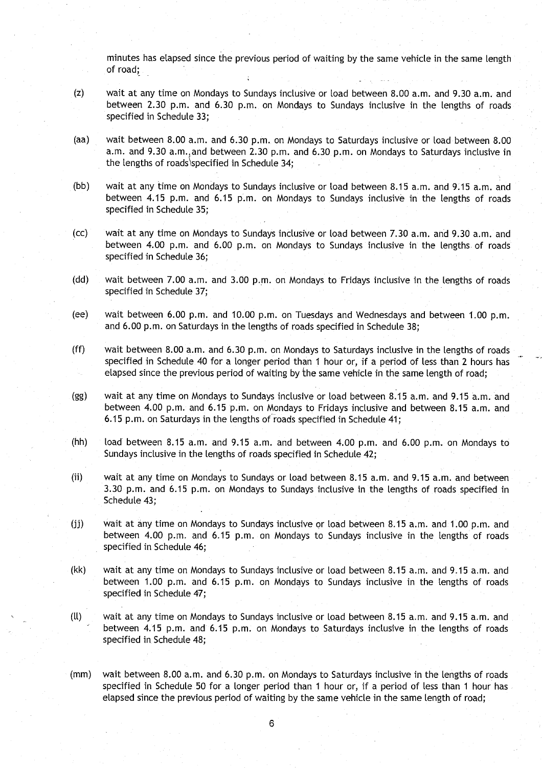minutes has elapsed since the previous period of waiting by the same vehicle in the same length of road;

(z) wait at any time on Mondays to Sundays inclusive or load between 8.00 a.m. and 9.30 a.m. and between 2.30 p.m. and 6.30 p.m. on Mondays to Sundays inclusive in the lengths of roads specified in Schedule 33;

(aa) wait between 8.00 a.m. and 6.30 p.m. on Mondays to Saturdays inclusive or load between 8.00 a.m. and 9.30 a.m. and between 2.30 p.m. and 6.30 p.m. on Mondays to Saturdays inclusive in the lengths of roads specified in Schedule 34;

(bb) wait at any time on Mondays to Sundays inclusive or load between 8.15 a.m. and 9.15 a.m. and between 4.15 p.m. and 6.15 p.m. on Mondays to Sundays inclusive in the lengths of roads specified in Schedule 35;

(cc) wait at any time on Mondays to Sundays inclusive or load between 7.30 a.m. and 9.30 a.m. and between 4.00 p.m. and 6.00 p.m. on Mondays to Sundays inclusive in the lengths of roads specified in Schedule 36;

(dd) wait between 7.00 a.m. and 3.00 p.m. on Mondays to Fridays inclusive in the lengths of roads specified in Schedule 37;

(ee) wait between 6.00 p.m. and 10.00 p.m. on Tuesdays and Wednesdays and between 1.00 p.m. and 6.00 p.m. on Saturdays in the lengths of roads specified in Schedule 38;

(ff) wait between 8.00 a.m. and 6.30 p.m. on Mondays to Saturdays inclusive in the lengths of roads specified in Schedule 40 for a longer period than 1 hour or, if a period of less than 2 hours has elapsed since the previous period of waiting by the same vehicle in the same length of road;

(gg) wait at any time on Mondays to Sundays inclusive or load between 8.15 a.m. and 9.15 a.m. and between 4.00 p.m. and 6.15 p.m. on Mondays to Fridays inclusive and between 8.15 a.m. and 6.15 p.m. on Saturdays in the lengths of roads specified in Schedule 41;

(hh) load between 8.15 a.m. and 9.15 a.m. and between 4.00 p.m. and 6.00 p.m. on Mondays to Sundays inclusive in the lengths of roads specified in Schedule 42;

(ii) wait at any time on Mondays to Sundays or load between 8.15 a.m. and 9.15 a.m. and between 3.30 p.m. and 6.15 p.m. on Mondays to Sundays inclusive in the lengths of roads specified in Schedule 43;

(jj) wait at any time on Mondays to Sundays inclusive or load between 8.15 a.m. and 1.00 p.m. and between 4.00 p.m. and 6.15 p.m. on Mondays to Sundays inclusive in the lengths of roads specified in Schedule 46;

(kk) wait at any time on Mondays to Sundays inclusive or load between 8.15 a.m. and 9.15 a.m. and between 1.00 p.m. and 6.15 p.m. on Mondays to Sundays inclusive in the lengths of roads specified in Schedule 47;

(ll) wait at any time on Mondays to Sundays inclusive or load between 8.15 a.m. and 9.15 a.m. and between 4.15 p.m. and 6.15 p.m. on Mondays to Saturdays inclusive in the lengths of roads specified in Schedule 48;

(mm) wait between 8.00 a.m. and 6.30 p.m. on Mondays to Saturdays inclusive in the lengths of roads specified in Schedule 50 for a longer period than 1 hour or, if a period of less than 1 hour has elapsed since the previous period of waiting by the same vehicle in the same length of road;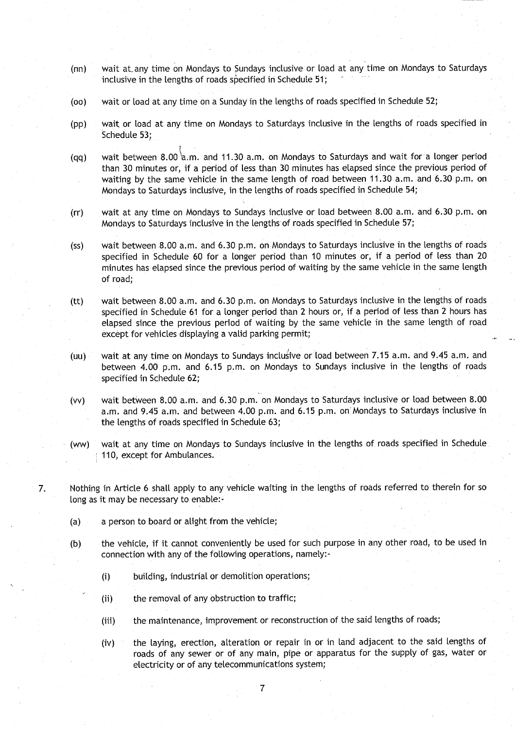(nn) wait at any time on Mondays to Sundays inclusive or load at any time on Mondays to Saturdays inclusive in the lengths of roads specified in Schedule 51;

(oo) wait or load at any time on a Sunday in the lengths of roads specified in Schedule 52;

(pp) wait or load at any time on Mondays to Saturdays inclusive in the lengths of roads specified in Schedule 53;

(qq) wait between 8.00 a.m. and 11.30 a.m. on Mondays to Saturdays and wait for a longer period than 30 minutes or, if a period of less than 30 minutes has elapsed since the previous period of waiting by the same vehicle in the same length of road between 11.30 a.m. and 6.30 p.m. on Mondays to Saturdays inclusive, in the lengths of roads specified in Schedule 54;

(rr) wait at any time on Mondays to Sundays inclusive or load between 8.00 a.m. and 6.30 p.m. on Mondays to Saturdays inclusive in the lengths of roads specified in Schedule 57;

(ss) wait between 8.00 a.m. and 6.30 p.m. on Mondays to Saturdays inclusive in the lengths of roads specified in Schedule 60 for a longer period than 10 minutes or, if a period of less than 20 minutes has elapsed since the previous period of waiting by the same vehicle in the same length of road;

(tt) wait between 8.00 a.m. and 6.30 p.m. on Mondays to Saturdays inclusive in the lengths of roads specified in Schedule 61 for a longer period than 2 hours or, if a period of less than 2 hours has elapsed since the previous period of waiting by the same vehicle in the same length of road except for vehicles displaying a valid parking permit;

(uu) wait at any time on Mondays to Sundays inclusive or load between 7.15 a.m. and 9.45 a.m. and between 4.00 p.m. and 6.15 p.m. on Mondays to Sundays inclusive in the lengths of roads specified in Schedule 62;

(vv) wait between 8.00 a.m. and 6.30 p.m. on Mondays to Saturdays inclusive or load between 8.00 a.m. and 9.45 a.m. and between 4.00 p.m. and 6.15 p.m. on Mondays to Saturdays inclusive in the lengths of roads specified in Schedule 63;

(ww) wait at any time on Mondays to Sundays inclusive in the lengths of roads specified in Schedule 110, except for Ambulances.

7. Nothing in Article 6 shall apply to any vehicle waiting in the lengths of roads referred to therein for so long as it may be necessary to enable:-

(a) a person to board or alight from the vehicle;

(b) the vehicle, if it cannot conveniently be used for such purpose in any other road, to be used in connection with any of the following operations, namely:-

(i) building, industrial or demolition operations;

(ii) the removal of any obstruction to traffic;

(iii) the maintenance, improvement or reconstruction of the said lengths of roads;

(iv) the laying, erection, alteration or repair in or in land adjacent to the said lengths of roads of any sewer or of any main, pipe or apparatus for the supply of gas, water or electricity or of any telecommunications system;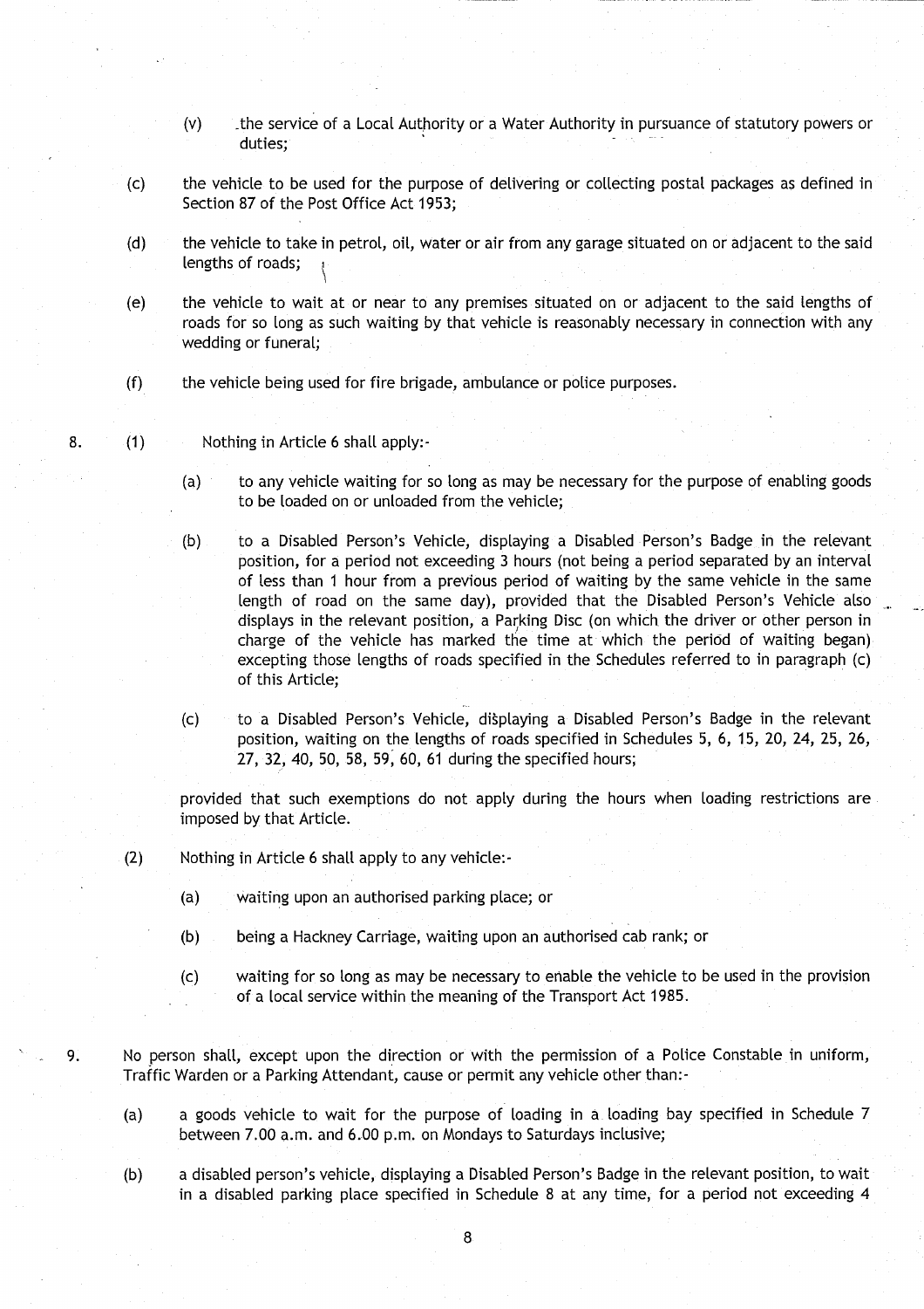(v) the service of a Local Authority or a Water Authority in pursuance of statutory powers or duties;

(c) the vehicle to be used for the purpose of delivering or collecting postal packages as defined in Section 87 of the Post Office Act 1953;

(d) the vehicle to take in petrol, oil, water or air from any garage situated on or adjacent to the said lengths of roads;

(e) the vehicle to wait at or near to any premises situated on or adjacent to the said lengths of roads for so long as such waiting by that vehicle is reasonably necessary in connection with any wedding or funeral;

(f) the vehicle being used for fire brigade, ambulance or police purposes.

8. (1) Nothing in Article 6 shall apply:-

(a) to any vehicle waiting for so long as may be necessary for the purpose of enabling goods to be loaded on or unloaded from the vehicle;

(b) to a Disabled Person's Vehicle, displaying a Disabled Person's Badge in the relevant position, for a period not exceeding 3 hours (not being a period separated by an interval of less than 1 hour from a previous period of waiting by the same vehicle in the same length of road on the same day), provided that the Disabled Person's Vehicle also displays in the relevant position, a Parking Disc (on which the driver or other person in charge of the vehicle has marked the time at which the period of waiting began) excepting those lengths of roads specified in the Schedules referred to in paragraph (c) of this Article;

(c) to a Disabled Person's Vehicle, displaying a Disabled Person's Badge in the relevant position, waiting on the lengths of roads specified in Schedules 5, 6, 15, 20, 24, 25, 26, 27, 32, 40, 50, 58, 59, 60, 61 during the specified hours;

provided that such exemptions do not apply during the hours when loading restrictions are imposed by that Article.

(2) Nothing in Article 6 shall apply to any vehicle:-

(a) waiting upon an authorised parking place; or

(b) being a Hackney Carriage, waiting upon an authorised cab rank; or

(c) waiting for so long as may be necessary to enable the vehicle to be used in the provision of a local service within the meaning of the Transport Act 1985.

9. No person shall, except upon the direction or with the permission of a Police Constable in uniform, Traffic Warden or a Parking Attendant, cause or permit any vehicle other than:-

(a) a goods vehicle to wait for the purpose of loading in a loading bay specified in Schedule 7 between 7.00 a.m. and 6.00 p.m. on Mondays to Saturdays inclusive;

(b) a disabled person's vehicle, displaying a Disabled Person's Badge in the relevant position, to wait in a disabled parking place specified in Schedule 8 at any time, for a period not exceeding 4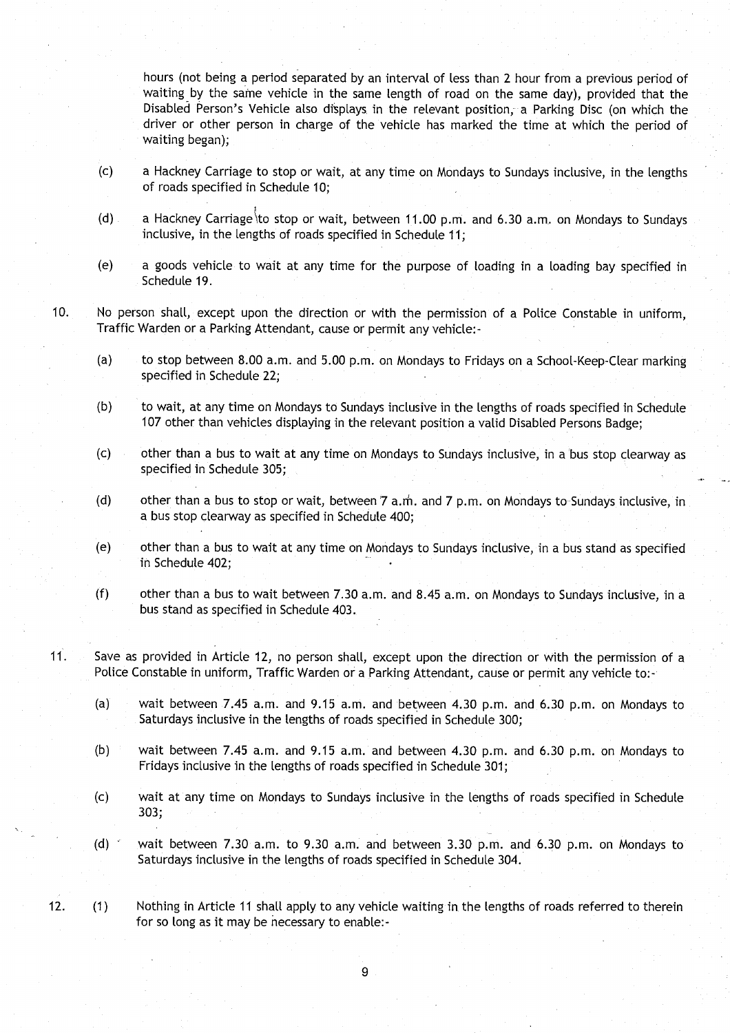hours (not being a period separated by an interval of less than 2 hour from a previous period of waiting by the same vehicle in the same length of road on the same day), provided that the Disabled Person's Vehicle also displays in the relevant position, a Parking Disc (on which the driver or other person in charge of the vehicle has marked the time at which the period of waiting began);

(c) a Hackney Carriage to stop or wait, at any time on Mondays to Sundays inclusive, in the lengths of roads specified in Schedule 10;

(d) a Hackney Carriage to stop or wait, between 11.00 p.m. and 6.30 a.m. on Mondays to Sundays inclusive, in the lengths of roads specified in Schedule 11;

(e) a goods vehicle to wait at any time for the purpose of loading in a loading bay specified in Schedule 19.

10. No person shall, except upon the direction or with the permission of a Police Constable in uniform, Traffic Warden or a Parking Attendant, cause or permit any vehicle:-

(a) to stop between 8.00 a.m. and 5.00 p.m. on Mondays to Fridays on a School-Keep-Clear marking specified in Schedule 22;

(b) to wait, at any time on Mondays to Sundays inclusive in the lengths of roads specified in Schedule 107 other than vehicles displaying in the relevant position a valid Disabled Persons Badge;

(c) other than a bus to wait at any time on Mondays to Sundays inclusive, in a bus stop clearway as specified in Schedule 305;

(d) other than a bus to stop or wait, between 7 a.m. and 7 p.m. on Mondays to Sundays inclusive, in a bus stop clearway as specified in Schedule 400;

(e) other than a bus to wait at any time on Mondays to Sundays inclusive, in a bus stand as specified in Schedule 402;

(f) other than a bus to wait between 7.30 a.m. and 8.45 a.m. on Mondays to Sundays inclusive, in a bus stand as specified in Schedule 403.

11. Save as provided in Article 12, no person shall, except upon the direction or with the permission of a Police Constable in uniform, Traffic Warden or a Parking Attendant, cause or permit any vehicle to:-

(a) wait between 7.45 a.m. and 9.15 a.m. and between 4.30 p.m. and 6.30 p.m. on Mondays to Saturdays inclusive in the lengths of roads specified in Schedule 300;

(b) wait between 7.45 a.m. and 9.15 a.m. and between 4.30 p.m. and 6.30 p.m. on Mondays to Fridays inclusive in the lengths of roads specified in Schedule 301;

(c) wait at any time on Mondays to Sundays inclusive in the lengths of roads specified in Schedule 303;

(d) wait between 7.30 a.m. to 9.30 a.m. and between 3.30 p.m. and 6.30 p.m. on Mondays to Saturdays inclusive in the lengths of roads specified in Schedule 304.

12. (1) Nothing in Article 11 shall apply to any vehicle waiting in the lengths of roads referred to therein for so long as it may be necessary to enable:-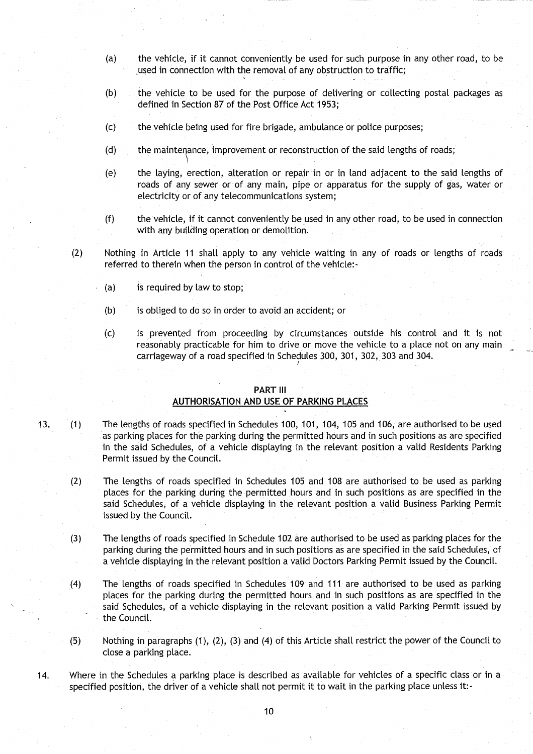(a) the vehicle, if it cannot conveniently be used for such purpose in any other road, to be used in connection with the removal of any obstruction to traffic;

(b) the vehicle to be used for the purpose of delivering or collecting postal packages as defined in Section 87 of the Post Office Act 1953;

(c) the vehicle being used for fire brigade, ambulance or police purposes;

(d) the maintenance, improvement or reconstruction of the said lengths of roads;

(e) the laying, erection, alteration or repair in or in land adjacent to the said lengths of roads of any sewer or of any main, pipe or apparatus for the supply of gas, water or electricity or of any telecommunications system;

(f) the vehicle, if it cannot conveniently be used in any other road, to be used in connection with any building operation or demolition.

(2) Nothing in Article 11 shall apply to any vehicle waiting in any of roads or lengths of roads referred to therein when the person in control of the vehicle:-

(a) is required by law to stop;

(b) is obliged to do so in order to avoid an accident; or

(c) is prevented from proceeding by circumstances outside his control and it is not reasonably practicable for him to drive or move the vehicle to a place not on any main carriageway of a road specified in Schedules 300, 301, 302, 303 and 304.

## PART III
## AUTHORISATION AND USE OF PARKING PLACES

13. (1) The lengths of roads specified in Schedules 100, 101, 104, 105 and 106, are authorised to be used as parking places for the parking during the permitted hours and in such positions as are specified in the said Schedules, of a vehicle displaying in the relevant position a valid Residents Parking Permit issued by the Council.

(2) The lengths of roads specified in Schedules 105 and 108 are authorised to be used as parking places for the parking during the permitted hours and in such positions as are specified in the said Schedules, of a vehicle displaying in the relevant position a valid Business Parking Permit issued by the Council.

(3) The lengths of roads specified in Schedule 102 are authorised to be used as parking places for the parking during the permitted hours and in such positions as are specified in the said Schedules, of a vehicle displaying in the relevant position a valid Doctors Parking Permit issued by the Council.

(4) The lengths of roads specified in Schedules 109 and 111 are authorised to be used as parking places for the parking during the permitted hours and in such positions as are specified in the said Schedules, of a vehicle displaying in the relevant position a valid Parking Permit issued by the Council.

(5) Nothing in paragraphs (1), (2), (3) and (4) of this Article shall restrict the power of the Council to close a parking place.

14. Where in the Schedules a parking place is described as available for vehicles of a specific class or in a specified position, the driver of a vehicle shall not permit it to wait in the parking place unless it:-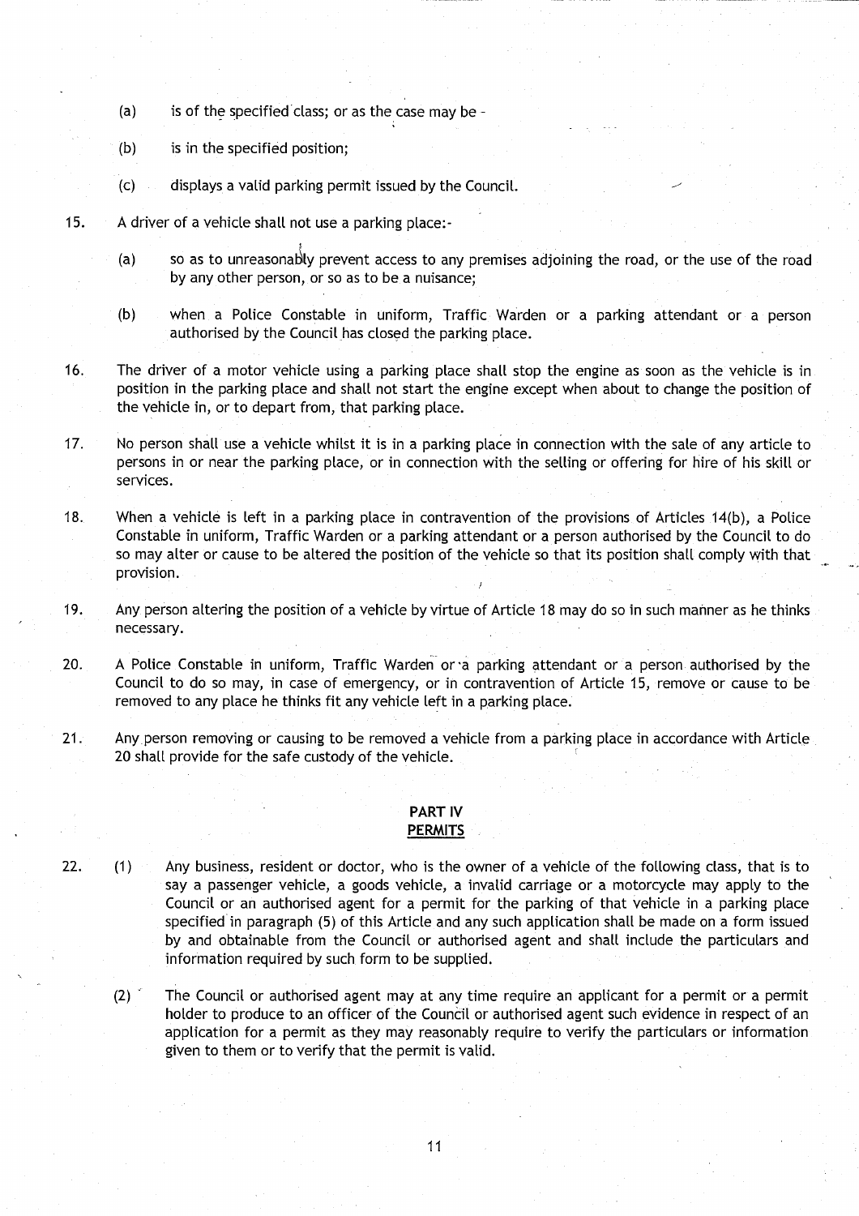(a) is of the specified class; or as the case may be -

(b) is in the specified position;

(c) displays a valid parking permit issued by the Council.

15. A driver of a vehicle shall not use a parking place:-

  (a) so as to unreasonably prevent access to any premises adjoining the road, or the use of the road by any other person, or so as to be a nuisance;

  (b) when a Police Constable in uniform, Traffic Warden or a parking attendant or a person authorised by the Council has closed the parking place.

16. The driver of a motor vehicle using a parking place shall stop the engine as soon as the vehicle is in position in the parking place and shall not start the engine except when about to change the position of the vehicle in, or to depart from, that parking place.

17. No person shall use a vehicle whilst it is in a parking place in connection with the sale of any article to persons in or near the parking place, or in connection with the selling or offering for hire of his skill or services.

18. When a vehicle is left in a parking place in contravention of the provisions of Articles 14(b), a Police Constable in uniform, Traffic Warden or a parking attendant or a person authorised by the Council to do so may alter or cause to be altered the position of the vehicle so that its position shall comply with that provision.

19. Any person altering the position of a vehicle by virtue of Article 18 may do so in such manner as he thinks necessary.

20. A Police Constable in uniform, Traffic Warden or a parking attendant or a person authorised by the Council to do so may, in case of emergency, or in contravention of Article 15, remove or cause to be removed to any place he thinks fit any vehicle left in a parking place.

21. Any person removing or causing to be removed a vehicle from a parking place in accordance with Article 20 shall provide for the safe custody of the vehicle.

## PART IV
## PERMITS

22. (1) Any business, resident or doctor, who is the owner of a vehicle of the following class, that is to say a passenger vehicle, a goods vehicle, a invalid carriage or a motorcycle may apply to the Council or an authorised agent for a permit for the parking of that vehicle in a parking place specified in paragraph (5) of this Article and any such application shall be made on a form issued by and obtainable from the Council or authorised agent and shall include the particulars and information required by such form to be supplied.

  (2) The Council or authorised agent may at any time require an applicant for a permit or a permit holder to produce to an officer of the Council or authorised agent such evidence in respect of an application for a permit as they may reasonably require to verify the particulars or information given to them or to verify that the permit is valid.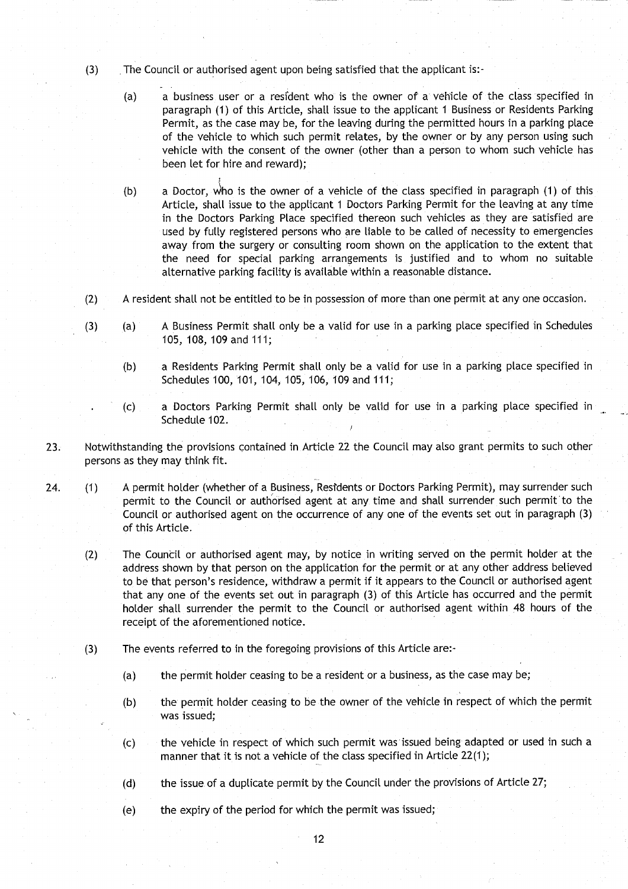(3) The Council or authorised agent upon being satisfied that the applicant is:-

(a) a business user or a resident who is the owner of a vehicle of the class specified in paragraph (1) of this Article, shall issue to the applicant 1 Business or Residents Parking Permit, as the case may be, for the leaving during the permitted hours in a parking place of the vehicle to which such permit relates, by the owner or by any person using such vehicle with the consent of the owner (other than a person to whom such vehicle has been let for hire and reward);

(b) a Doctor, who is the owner of a vehicle of the class specified in paragraph (1) of this Article, shall issue to the applicant 1 Doctors Parking Permit for the leaving at any time in the Doctors Parking Place specified thereon such vehicles as they are satisfied are used by fully registered persons who are liable to be called of necessity to emergencies away from the surgery or consulting room shown on the application to the extent that the need for special parking arrangements is justified and to whom no suitable alternative parking facility is available within a reasonable distance.

(2) A resident shall not be entitled to be in possession of more than one permit at any one occasion.

(3) (a) A Business Permit shall only be a valid for use in a parking place specified in Schedules 105, 108, 109 and 111;

(b) a Residents Parking Permit shall only be a valid for use in a parking place specified in Schedules 100, 101, 104, 105, 106, 109 and 111;

(c) a Doctors Parking Permit shall only be valid for use in a parking place specified in Schedule 102.

23. Notwithstanding the provisions contained in Article 22 the Council may also grant permits to such other persons as they may think fit.

24. (1) A permit holder (whether of a Business, Residents or Doctors Parking Permit), may surrender such permit to the Council or authorised agent at any time and shall surrender such permit to the Council or authorised agent on the occurrence of any one of the events set out in paragraph (3) of this Article.

(2) The Council or authorised agent may, by notice in writing served on the permit holder at the address shown by that person on the application for the permit or at any other address believed to be that person's residence, withdraw a permit if it appears to the Council or authorised agent that any one of the events set out in paragraph (3) of this Article has occurred and the permit holder shall surrender the permit to the Council or authorised agent within 48 hours of the receipt of the aforementioned notice.

(3) The events referred to in the foregoing provisions of this Article are:-

(a) the permit holder ceasing to be a resident or a business, as the case may be;

(b) the permit holder ceasing to be the owner of the vehicle in respect of which the permit was issued;

(c) the vehicle in respect of which such permit was issued being adapted or used in such a manner that it is not a vehicle of the class specified in Article 22(1);

(d) the issue of a duplicate permit by the Council under the provisions of Article 27;

(e) the expiry of the period for which the permit was issued;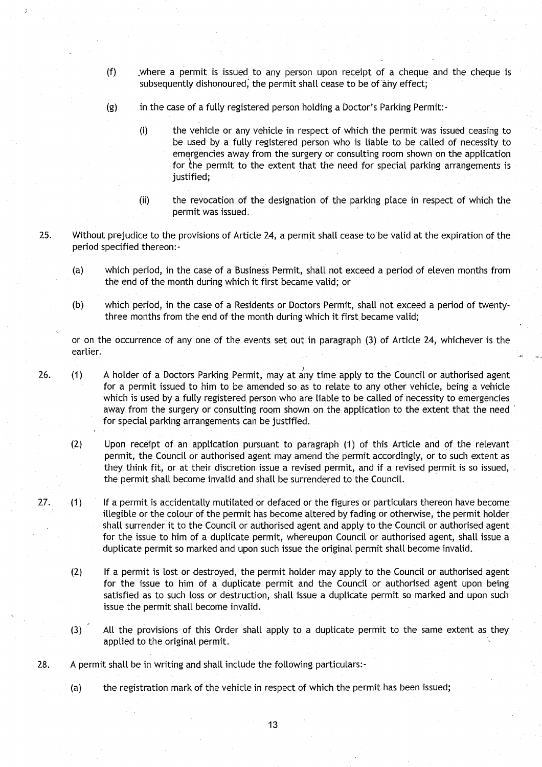(f) where a permit is issued to any person upon receipt of a cheque and the cheque is subsequently dishonoured, the permit shall cease to be of any effect;

(g) in the case of a fully registered person holding a Doctor's Parking Permit:-

   (i) the vehicle or any vehicle in respect of which the permit was issued ceasing to be used by a fully registered person who is liable to be called of necessity to emergencies away from the surgery or consulting room shown on the application for the permit to the extent that the need for special parking arrangements is justified;

   (ii) the revocation of the designation of the parking place in respect of which the permit was issued.

25. Without prejudice to the provisions of Article 24, a permit shall cease to be valid at the expiration of the period specified thereon:-

   (a) which period, in the case of a Business Permit, shall not exceed a period of eleven months from the end of the month during which it first became valid; or

   (b) which period, in the case of a Residents or Doctors Permit, shall not exceed a period of twenty-three months from the end of the month during which it first became valid;

   or on the occurrence of any one of the events set out in paragraph (3) of Article 24, whichever is the earlier.

26. (1) A holder of a Doctors Parking Permit, may at any time apply to the Council or authorised agent for a permit issued to him to be amended so as to relate to any other vehicle, being a vehicle which is used by a fully registered person who are liable to be called of necessity to emergencies away from the surgery or consulting room shown on the application to the extent that the need for special parking arrangements can be justified.

   (2) Upon receipt of an application pursuant to paragraph (1) of this Article and of the relevant permit, the Council or authorised agent may amend the permit accordingly, or to such extent as they think fit, or at their discretion issue a revised permit, and if a revised permit is so issued, the permit shall become invalid and shall be surrendered to the Council.

27. (1) If a permit is accidentally mutilated or defaced or the figures or particulars thereon have become illegible or the colour of the permit has become altered by fading or otherwise, the permit holder shall surrender it to the Council or authorised agent and apply to the Council or authorised agent for the issue to him of a duplicate permit, whereupon Council or authorised agent, shall issue a duplicate permit so marked and upon such issue the original permit shall become invalid.

   (2) If a permit is lost or destroyed, the permit holder may apply to the Council or authorised agent for the issue to him of a duplicate permit and the Council or authorised agent upon being satisfied as to such loss or destruction, shall issue a duplicate permit so marked and upon such issue the permit shall become invalid.

   (3) All the provisions of this Order shall apply to a duplicate permit to the same extent as they applied to the original permit.

28. A permit shall be in writing and shall include the following particulars:-

   (a) the registration mark of the vehicle in respect of which the permit has been issued;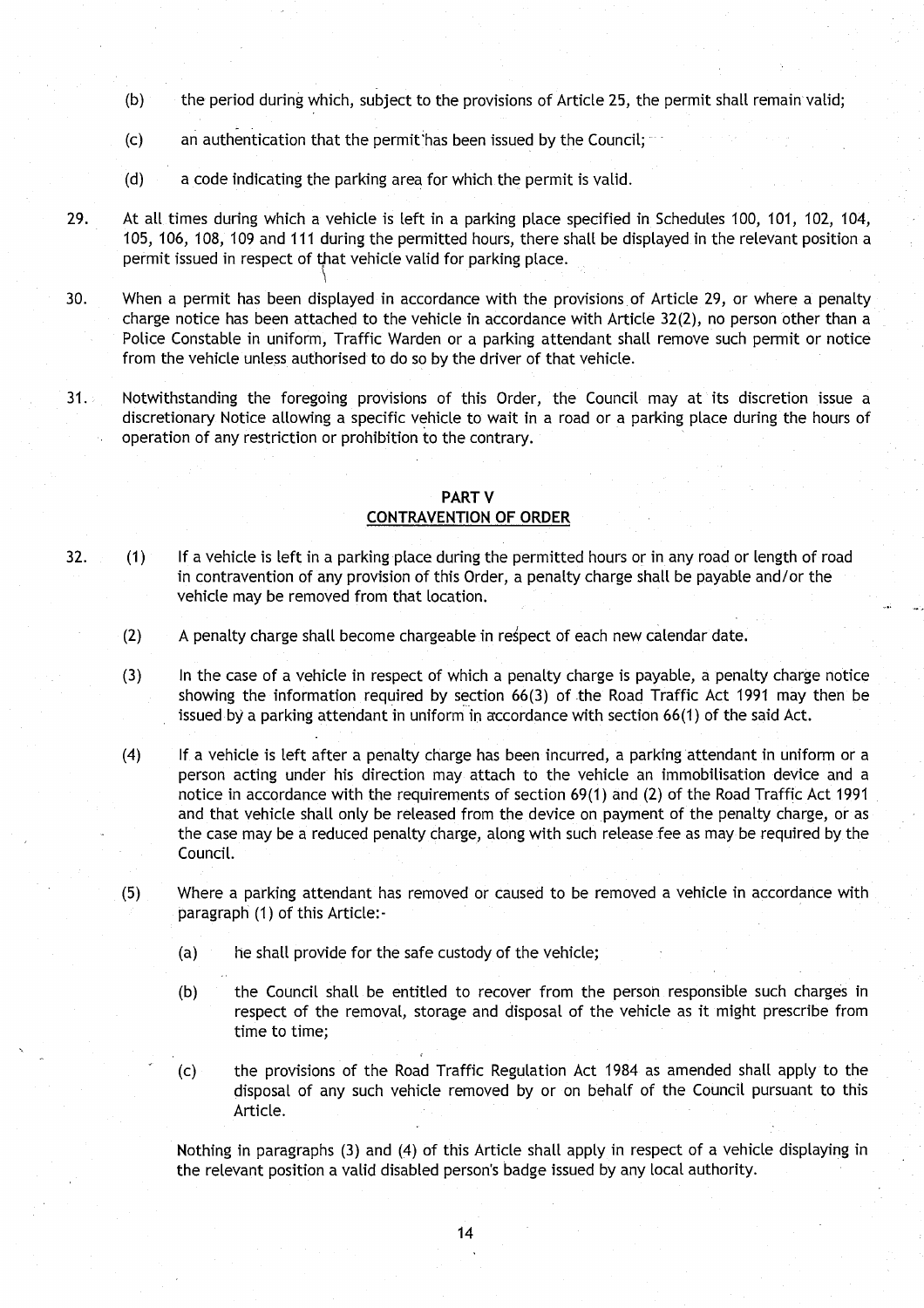(b) the period during which, subject to the provisions of Article 25, the permit shall remain valid;

(c) an authentication that the permit has been issued by the Council;

(d) a code indicating the parking area for which the permit is valid.

29. At all times during which a vehicle is left in a parking place specified in Schedules 100, 101, 102, 104, 105, 106, 108, 109 and 111 during the permitted hours, there shall be displayed in the relevant position a permit issued in respect of that vehicle valid for parking place.

30. When a permit has been displayed in accordance with the provisions of Article 29, or where a penalty charge notice has been attached to the vehicle in accordance with Article 32(2), no person other than a Police Constable in uniform, Traffic Warden or a parking attendant shall remove such permit or notice from the vehicle unless authorised to do so by the driver of that vehicle.

31. Notwithstanding the foregoing provisions of this Order, the Council may at its discretion issue a discretionary Notice allowing a specific vehicle to wait in a road or a parking place during the hours of operation of any restriction or prohibition to the contrary.

## PART V
## CONTRAVENTION OF ORDER

32. (1) If a vehicle is left in a parking place during the permitted hours or in any road or length of road in contravention of any provision of this Order, a penalty charge shall be payable and/or the vehicle may be removed from that location.

(2) A penalty charge shall become chargeable in respect of each new calendar date.

(3) In the case of a vehicle in respect of which a penalty charge is payable, a penalty charge notice showing the information required by section 66(3) of the Road Traffic Act 1991 may then be issued by a parking attendant in uniform in accordance with section 66(1) of the said Act.

(4) If a vehicle is left after a penalty charge has been incurred, a parking attendant in uniform or a person acting under his direction may attach to the vehicle an immobilisation device and a notice in accordance with the requirements of section 69(1) and (2) of the Road Traffic Act 1991 and that vehicle shall only be released from the device on payment of the penalty charge, or as the case may be a reduced penalty charge, along with such release fee as may be required by the Council.

(5) Where a parking attendant has removed or caused to be removed a vehicle in accordance with paragraph (1) of this Article:-

(a) he shall provide for the safe custody of the vehicle;

(b) the Council shall be entitled to recover from the person responsible such charges in respect of the removal, storage and disposal of the vehicle as it might prescribe from time to time;

(c) the provisions of the Road Traffic Regulation Act 1984 as amended shall apply to the disposal of any such vehicle removed by or on behalf of the Council pursuant to this Article.

Nothing in paragraphs (3) and (4) of this Article shall apply in respect of a vehicle displaying in the relevant position a valid disabled person's badge issued by any local authority.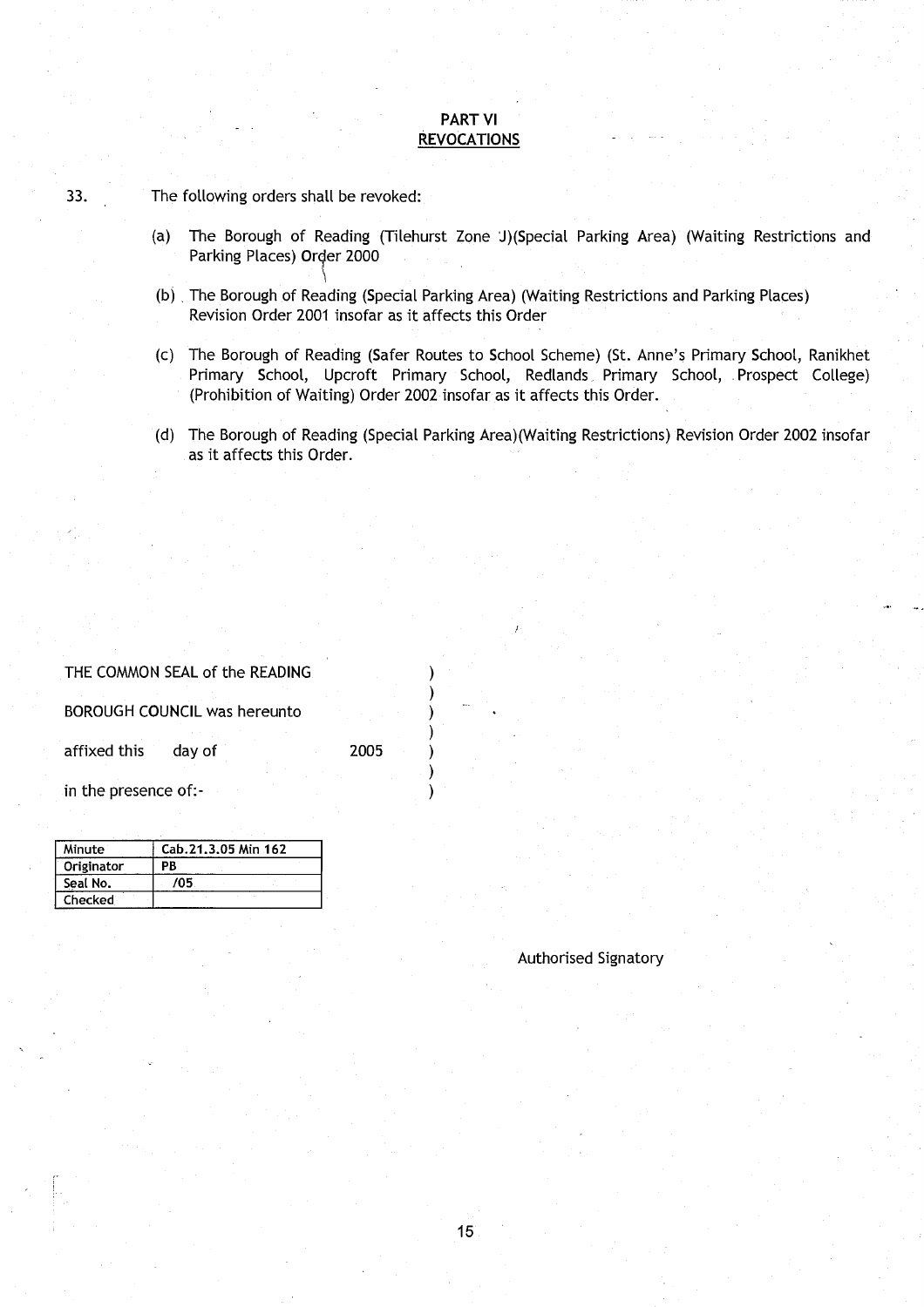## PART VI
## REVOCATIONS

33. The following orders shall be revoked:

(a) The Borough of Reading (Tilehurst Zone J)(Special Parking Area) (Waiting Restrictions and Parking Places) Order 2000

(b) The Borough of Reading (Special Parking Area) (Waiting Restrictions and Parking Places) Revision Order 2001 insofar as it affects this Order

(c) The Borough of Reading (Safer Routes to School Scheme) (St. Anne's Primary School, Ranikhet Primary School, Upcroft Primary School, Redlands Primary School, Prospect College) (Prohibition of Waiting) Order 2002 insofar as it affects this Order.

(d) The Borough of Reading (Special Parking Area)(Waiting Restrictions) Revision Order 2002 insofar as it affects this Order.

THE COMMON SEAL of the READING )
BOROUGH COUNCIL was hereunto )
affixed this day of 2005 )
in the presence of:- )

| Minute | Cab.21.3.05 Min 162 |
|---|---|
| Originator | PB |
| Seal No. | /05 |
| Checked | |

Authorised Signatory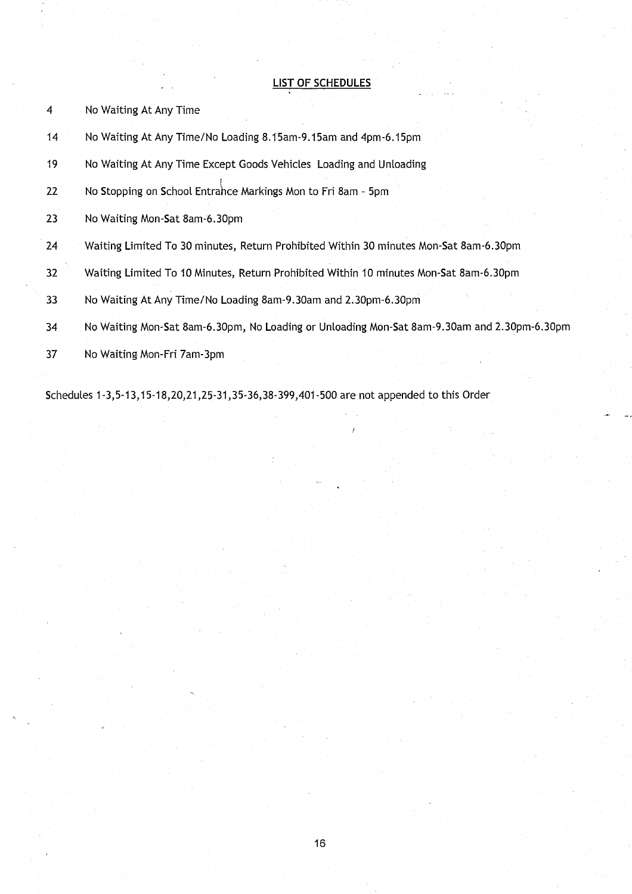## LIST OF SCHEDULES

| | |
|---|---|
| 4 | No Waiting At Any Time |
| 14 | No Waiting At Any Time/No Loading 8.15am-9.15am and 4pm-6.15pm |
| 19 | No Waiting At Any Time Except Goods Vehicles Loading and Unloading |
| 22 | No Stopping on School Entrance Markings Mon to Fri 8am - 5pm |
| 23 | No Waiting Mon-Sat 8am-6.30pm |
| 24 | Waiting Limited To 30 minutes, Return Prohibited Within 30 minutes Mon-Sat 8am-6.30pm |
| 32 | Waiting Limited To 10 Minutes, Return Prohibited Within 10 minutes Mon-Sat 8am-6.30pm |
| 33 | No Waiting At Any Time/No Loading 8am-9.30am and 2.30pm-6.30pm |
| 34 | No Waiting Mon-Sat 8am-6.30pm, No Loading or Unloading Mon-Sat 8am-9.30am and 2.30pm-6.30pm |
| 37 | No Waiting Mon-Fri 7am-3pm |

Schedules 1-3,5-13,15-18,20,21,25-31,35-36,38-399,401-500 are not appended to this Order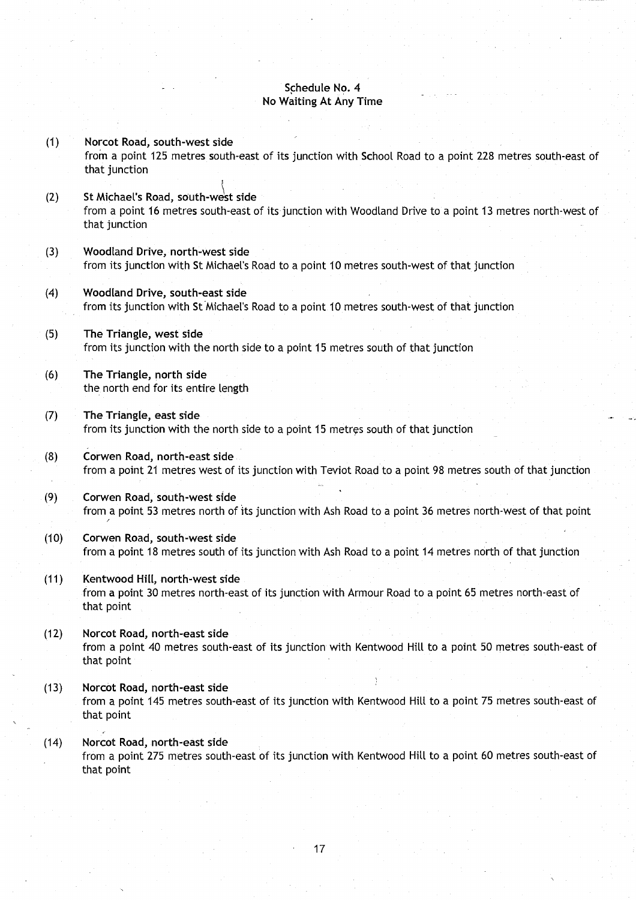## Schedule No. 4
## No Waiting At Any Time

(1) **Norcot Road, south-west side**
from a point 125 metres south-east of its junction with School Road to a point 228 metres south-east of that junction

(2) **St Michael's Road, south-west side**
from a point 16 metres south-east of its junction with Woodland Drive to a point 13 metres north-west of that junction

(3) **Woodland Drive, north-west side**
from its junction with St Michael's Road to a point 10 metres south-west of that junction

(4) **Woodland Drive, south-east side**
from its junction with St Michael's Road to a point 10 metres south-west of that junction

(5) **The Triangle, west side**
from its junction with the north side to a point 15 metres south of that junction

(6) **The Triangle, north side**
the north end for its entire length

(7) **The Triangle, east side**
from its junction with the north side to a point 15 metres south of that junction

(8) **Corwen Road, north-east side**
from a point 21 metres west of its junction with Teviot Road to a point 98 metres south of that junction

(9) **Corwen Road, south-west side**
from a point 53 metres north of its junction with Ash Road to a point 36 metres north-west of that point

(10) **Corwen Road, south-west side**
from a point 18 metres south of its junction with Ash Road to a point 14 metres north of that junction

(11) **Kentwood Hill, north-west side**
from a point 30 metres north-east of its junction with Armour Road to a point 65 metres north-east of that point

(12) **Norcot Road, north-east side**
from a point 40 metres south-east of its junction with Kentwood Hill to a point 50 metres south-east of that point

(13) **Norcot Road, north-east side**
from a point 145 metres south-east of its junction with Kentwood Hill to a point 75 metres south-east of that point

(14) **Norcot Road, north-east side**
from a point 275 metres south-east of its junction with Kentwood Hill to a point 60 metres south-east of that point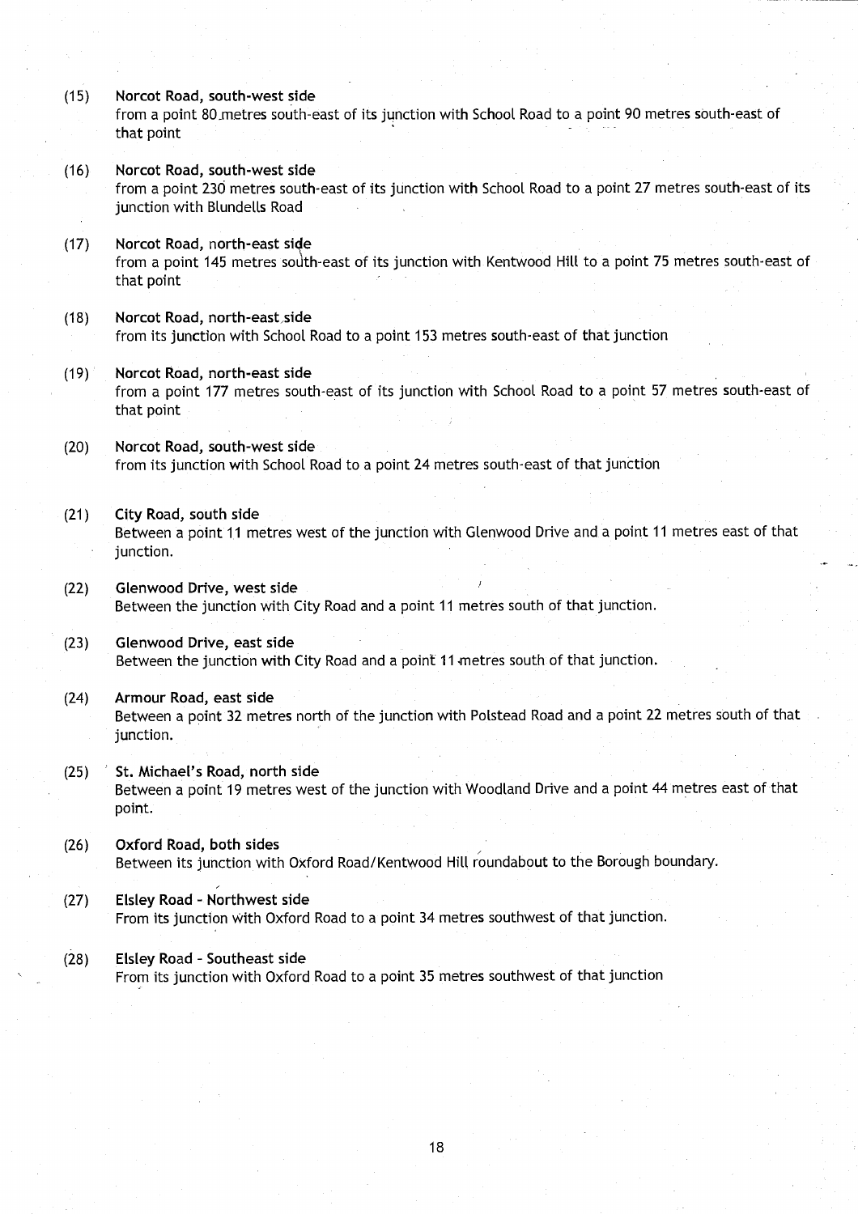(15) **Norcot Road, south-west side**
from a point 80 metres south-east of its junction with School Road to a point 90 metres south-east of that point

(16) **Norcot Road, south-west side**
from a point 230 metres south-east of its junction with School Road to a point 27 metres south-east of its junction with Blundells Road

(17) **Norcot Road, north-east side**
from a point 145 metres south-east of its junction with Kentwood Hill to a point 75 metres south-east of that point

(18) **Norcot Road, north-east side**
from its junction with School Road to a point 153 metres south-east of that junction

(19) **Norcot Road, north-east side**
from a point 177 metres south-east of its junction with School Road to a point 57 metres south-east of that point

(20) **Norcot Road, south-west side**
from its junction with School Road to a point 24 metres south-east of that junction

(21) **City Road, south side**
Between a point 11 metres west of the junction with Glenwood Drive and a point 11 metres east of that junction.

(22) **Glenwood Drive, west side**
Between the junction with City Road and a point 11 metres south of that junction.

(23) **Glenwood Drive, east side**
Between the junction with City Road and a point 11 metres south of that junction.

(24) **Armour Road, east side**
Between a point 32 metres north of the junction with Polstead Road and a point 22 metres south of that junction.

(25) **St. Michael's Road, north side**
Between a point 19 metres west of the junction with Woodland Drive and a point 44 metres east of that point.

(26) **Oxford Road, both sides**
Between its junction with Oxford Road/Kentwood Hill roundabout to the Borough boundary.

(27) **Elsley Road - Northwest side**
From its junction with Oxford Road to a point 34 metres southwest of that junction.

(28) **Elsley Road - Southeast side**
From its junction with Oxford Road to a point 35 metres southwest of that junction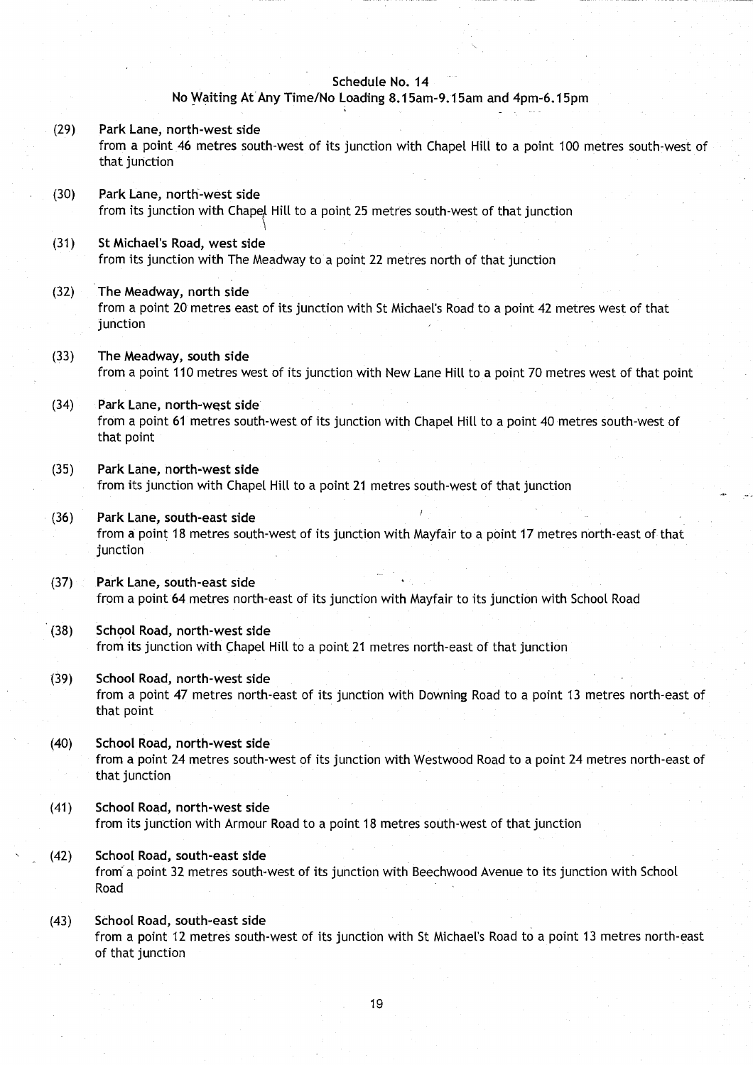## Schedule No. 14

### No Waiting At Any Time/No Loading 8.15am-9.15am and 4pm-6.15pm

(29) **Park Lane, north-west side**
from a point 46 metres south-west of its junction with Chapel Hill to a point 100 metres south-west of that junction

(30) **Park Lane, north-west side**
from its junction with Chapel Hill to a point 25 metres south-west of that junction

(31) **St Michael's Road, west side**
from its junction with The Meadway to a point 22 metres north of that junction

(32) **The Meadway, north side**
from a point 20 metres east of its junction with St Michael's Road to a point 42 metres west of that junction

(33) **The Meadway, south side**
from a point 110 metres west of its junction with New Lane Hill to a point 70 metres west of that point

(34) **Park Lane, north-west side**
from a point 61 metres south-west of its junction with Chapel Hill to a point 40 metres south-west of that point

(35) **Park Lane, north-west side**
from its junction with Chapel Hill to a point 21 metres south-west of that junction

(36) **Park Lane, south-east side**
from a point 18 metres south-west of its junction with Mayfair to a point 17 metres north-east of that junction

(37) **Park Lane, south-east side**
from a point 64 metres north-east of its junction with Mayfair to its junction with School Road

(38) **School Road, north-west side**
from its junction with Chapel Hill to a point 21 metres north-east of that junction

(39) **School Road, north-west side**
from a point 47 metres north-east of its junction with Downing Road to a point 13 metres north-east of that point

(40) **School Road, north-west side**
from a point 24 metres south-west of its junction with Westwood Road to a point 24 metres north-east of that junction

(41) **School Road, north-west side**
from its junction with Armour Road to a point 18 metres south-west of that junction

(42) **School Road, south-east side**
from a point 32 metres south-west of its junction with Beechwood Avenue to its junction with School Road

(43) **School Road, south-east side**
from a point 12 metres south-west of its junction with St Michael's Road to a point 13 metres north-east of that junction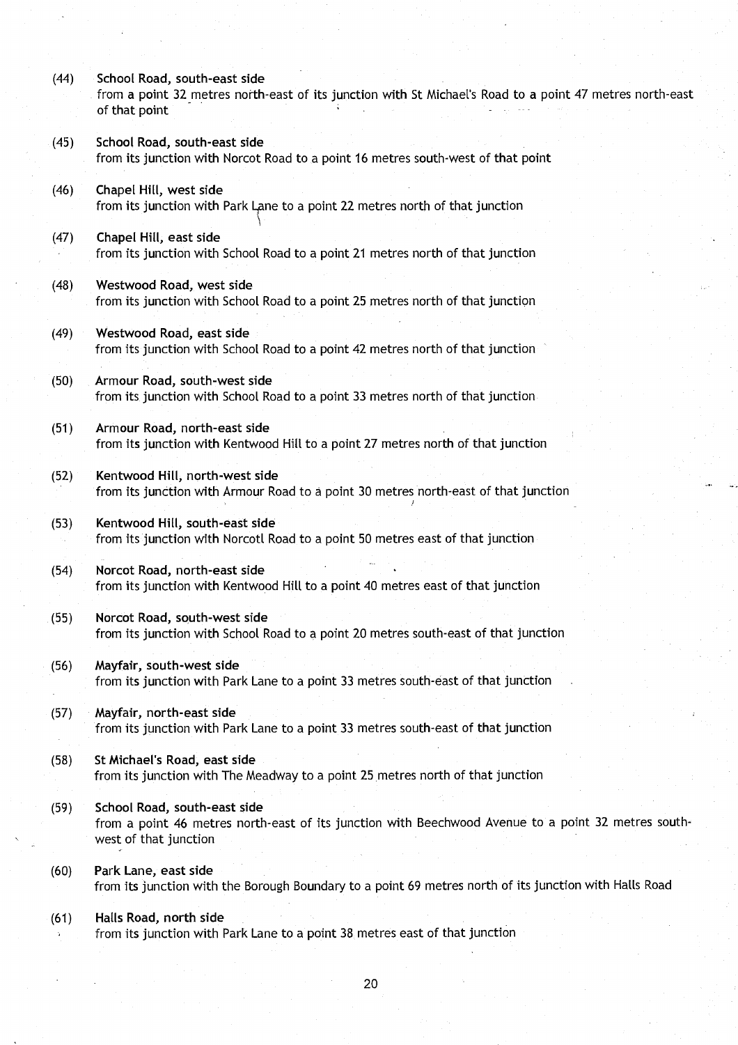(44) **School Road, south-east side**
from a point 32 metres north-east of its junction with St Michael's Road to a point 47 metres north-east of that point

(45) **School Road, south-east side**
from its junction with Norcot Road to a point 16 metres south-west of that point

(46) **Chapel Hill, west side**
from its junction with Park Lane to a point 22 metres north of that junction

(47) **Chapel Hill, east side**
from its junction with School Road to a point 21 metres north of that junction

(48) **Westwood Road, west side**
from its junction with School Road to a point 25 metres north of that junction

(49) **Westwood Road, east side**
from its junction with School Road to a point 42 metres north of that junction

(50) **Armour Road, south-west side**
from its junction with School Road to a point 33 metres north of that junction

(51) **Armour Road, north-east side**
from its junction with Kentwood Hill to a point 27 metres north of that junction

(52) **Kentwood Hill, north-west side**
from its junction with Armour Road to a point 30 metres north-east of that junction

(53) **Kentwood Hill, south-east side**
from its junction with Norcotl Road to a point 50 metres east of that junction

(54) **Norcot Road, north-east side**
from its junction with Kentwood Hill to a point 40 metres east of that junction

(55) **Norcot Road, south-west side**
from its junction with School Road to a point 20 metres south-east of that junction

(56) **Mayfair, south-west side**
from its junction with Park Lane to a point 33 metres south-east of that junction

(57) **Mayfair, north-east side**
from its junction with Park Lane to a point 33 metres south-east of that junction

(58) **St Michael's Road, east side**
from its junction with The Meadway to a point 25 metres north of that junction

(59) **School Road, south-east side**
from a point 46 metres north-east of its junction with Beechwood Avenue to a point 32 metres south-west of that junction

(60) **Park Lane, east side**
from its junction with the Borough Boundary to a point 69 metres north of its junction with Halls Road

(61) **Halls Road, north side**
from its junction with Park Lane to a point 38 metres east of that junction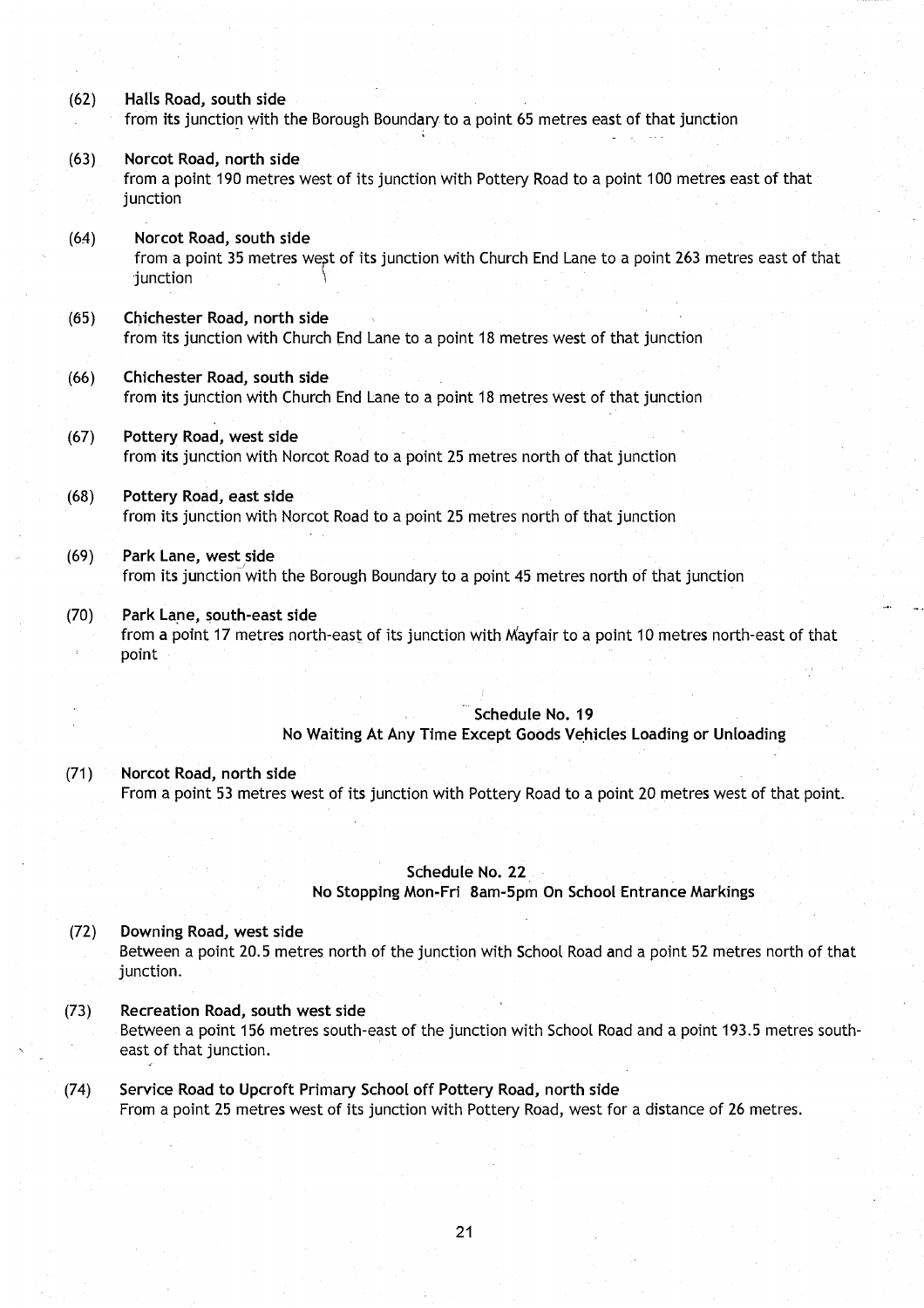(62) **Halls Road, south side**
from its junction with the Borough Boundary to a point 65 metres east of that junction

(63) **Norcot Road, north side**
from a point 190 metres west of its junction with Pottery Road to a point 100 metres east of that junction

(64) **Norcot Road, south side**
from a point 35 metres west of its junction with Church End Lane to a point 263 metres east of that junction

(65) **Chichester Road, north side**
from its junction with Church End Lane to a point 18 metres west of that junction

(66) **Chichester Road, south side**
from its junction with Church End Lane to a point 18 metres west of that junction

(67) **Pottery Road, west side**
from its junction with Norcot Road to a point 25 metres north of that junction

(68) **Pottery Road, east side**
from its junction with Norcot Road to a point 25 metres north of that junction

(69) **Park Lane, west side**
from its junction with the Borough Boundary to a point 45 metres north of that junction

(70) **Park Lane, south-east side**
from a point 17 metres north-east of its junction with Mayfair to a point 10 metres north-east of that point

**Schedule No. 19**
**No Waiting At Any Time Except Goods Vehicles Loading or Unloading**

(71) **Norcot Road, north side**
From a point 53 metres west of its junction with Pottery Road to a point 20 metres west of that point.

**Schedule No. 22**
**No Stopping Mon-Fri 8am-5pm On School Entrance Markings**

(72) **Downing Road, west side**
Between a point 20.5 metres north of the junction with School Road and a point 52 metres north of that junction.

(73) **Recreation Road, south west side**
Between a point 156 metres south-east of the junction with School Road and a point 193.5 metres south-east of that junction.

(74) **Service Road to Upcroft Primary School off Pottery Road, north side**
From a point 25 metres west of its junction with Pottery Road, west for a distance of 26 metres.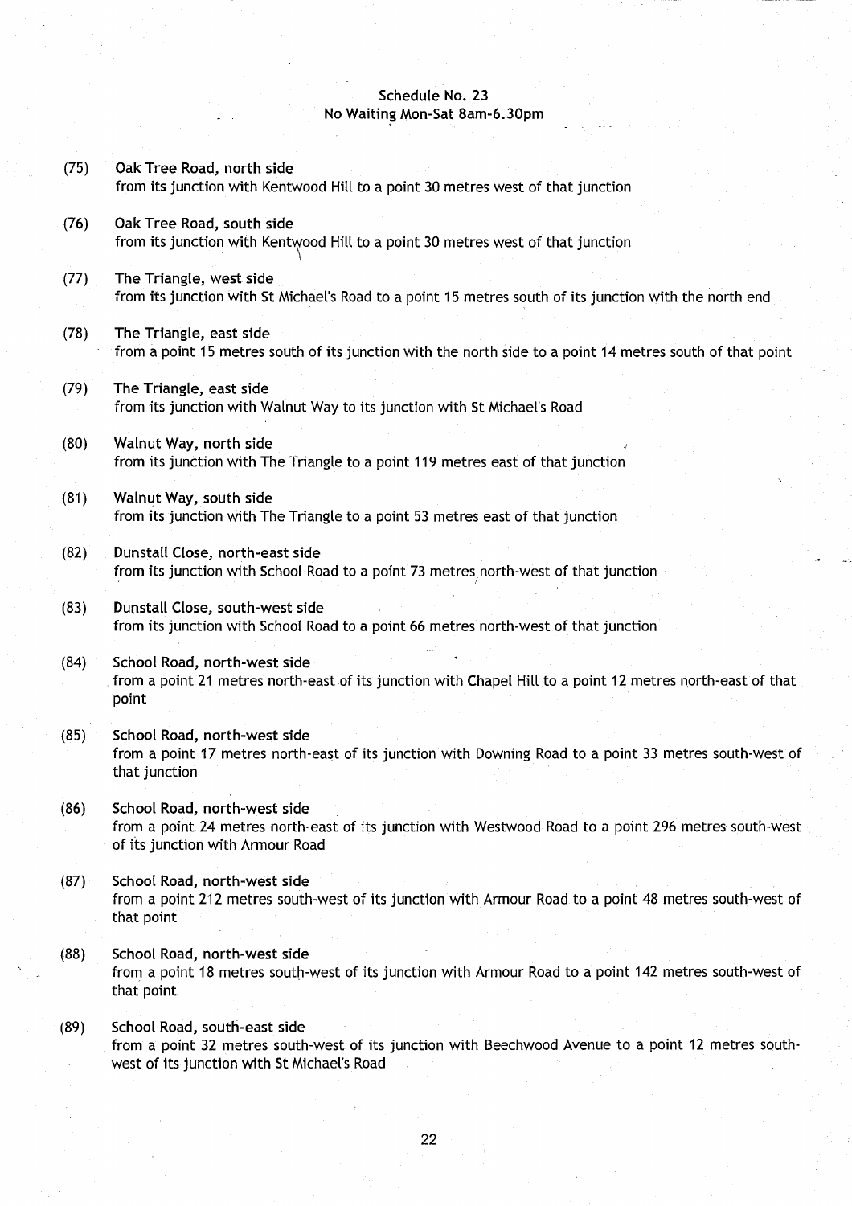## Schedule No. 23
## No Waiting Mon-Sat 8am-6.30pm

(75) **Oak Tree Road, north side**
from its junction with Kentwood Hill to a point 30 metres west of that junction

(76) **Oak Tree Road, south side**
from its junction with Kentwood Hill to a point 30 metres west of that junction

(77) **The Triangle, west side**
from its junction with St Michael's Road to a point 15 metres south of its junction with the north end

(78) **The Triangle, east side**
from a point 15 metres south of its junction with the north side to a point 14 metres south of that point

(79) **The Triangle, east side**
from its junction with Walnut Way to its junction with St Michael's Road

(80) **Walnut Way, north side**
from its junction with The Triangle to a point 119 metres east of that junction

(81) **Walnut Way, south side**
from its junction with The Triangle to a point 53 metres east of that junction

(82) **Dunstall Close, north-east side**
from its junction with School Road to a point 73 metres north-west of that junction

(83) **Dunstall Close, south-west side**
from its junction with School Road to a point 66 metres north-west of that junction

(84) **School Road, north-west side**
from a point 21 metres north-east of its junction with Chapel Hill to a point 12 metres north-east of that point

(85) **School Road, north-west side**
from a point 17 metres north-east of its junction with Downing Road to a point 33 metres south-west of that junction

(86) **School Road, north-west side**
from a point 24 metres north-east of its junction with Westwood Road to a point 296 metres south-west of its junction with Armour Road

(87) **School Road, north-west side**
from a point 212 metres south-west of its junction with Armour Road to a point 48 metres south-west of that point

(88) **School Road, north-west side**
from a point 18 metres south-west of its junction with Armour Road to a point 142 metres south-west of that point

(89) **School Road, south-east side**
from a point 32 metres south-west of its junction with Beechwood Avenue to a point 12 metres south-west of its junction with St Michael's Road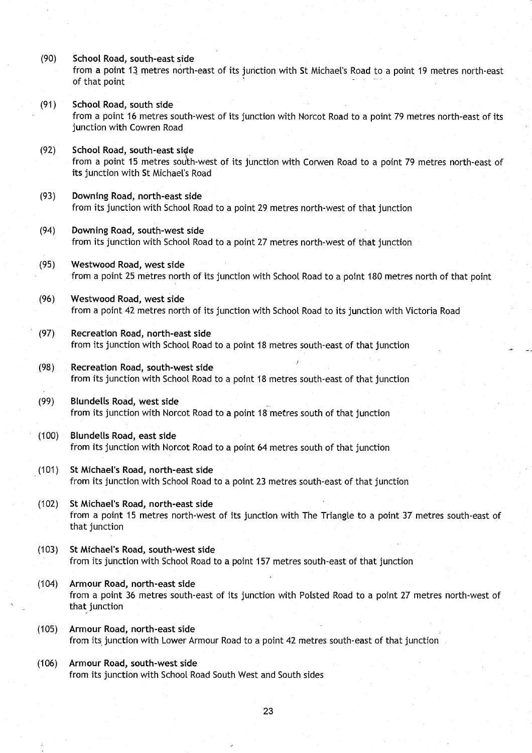(90) **School Road, south-east side**
from a point 13 metres north-east of its junction with St Michael's Road to a point 19 metres north-east of that point

(91) **School Road, south side**
from a point 16 metres south-west of its junction with Norcot Road to a point 79 metres north-east of its junction with Cowren Road

(92) **School Road, south-east side**
from a point 15 metres south-west of its junction with Corwen Road to a point 79 metres north-east of its junction with St Michael's Road

(93) **Downing Road, north-east side**
from its junction with School Road to a point 29 metres north-west of that junction

(94) **Downing Road, south-west side**
from its junction with School Road to a point 27 metres north-west of that junction

(95) **Westwood Road, west side**
from a point 25 metres north of its junction with School Road to a point 180 metres north of that point

(96) **Westwood Road, west side**
from a point 42 metres north of its junction with School Road to its junction with Victoria Road

(97) **Recreation Road, north-east side**
from its junction with School Road to a point 18 metres south-east of that junction

(98) **Recreation Road, south-west side**
from its junction with School Road to a point 18 metres south-east of that junction

(99) **Blundells Road, west side**
from its junction with Norcot Road to a point 18 metres south of that junction

(100) **Blundells Road, east side**
from its junction with Norcot Road to a point 64 metres south of that junction

(101) **St Michael's Road, north-east side**
from its junction with School Road to a point 23 metres south-east of that junction

(102) **St Michael's Road, north-east side**
from a point 15 metres north-west of its junction with The Triangle to a point 37 metres south-east of that junction

(103) **St Michael's Road, south-west side**
from its junction with School Road to a point 157 metres south-east of that junction

(104) **Armour Road, north-east side**
from a point 36 metres south-east of its junction with Polsted Road to a point 27 metres north-west of that junction

(105) **Armour Road, north-east side**
from its junction with Lower Armour Road to a point 42 metres south-east of that junction

(106) **Armour Road, south-west side**
from its junction with School Road South West and South sides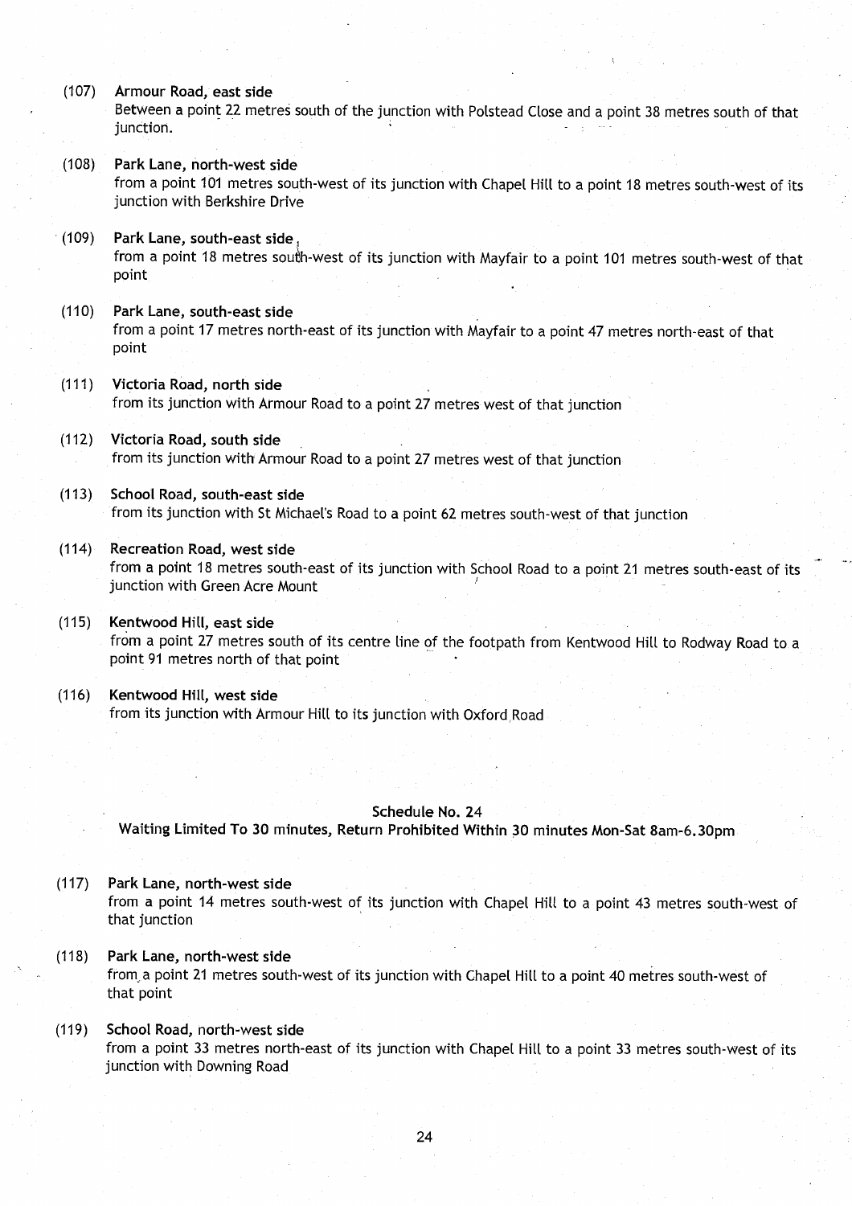(107) **Armour Road, east side**
Between a point 22 metres south of the junction with Polstead Close and a point 38 metres south of that junction.

(108) **Park Lane, north-west side**
from a point 101 metres south-west of its junction with Chapel Hill to a point 18 metres south-west of its junction with Berkshire Drive

(109) **Park Lane, south-east side**
from a point 18 metres south-west of its junction with Mayfair to a point 101 metres south-west of that point

(110) **Park Lane, south-east side**
from a point 17 metres north-east of its junction with Mayfair to a point 47 metres north-east of that point

(111) **Victoria Road, north side**
from its junction with Armour Road to a point 27 metres west of that junction

(112) **Victoria Road, south side**
from its junction with Armour Road to a point 27 metres west of that junction

(113) **School Road, south-east side**
from its junction with St Michael's Road to a point 62 metres south-west of that junction

(114) **Recreation Road, west side**
from a point 18 metres south-east of its junction with School Road to a point 21 metres south-east of its junction with Green Acre Mount

(115) **Kentwood Hill, east side**
from a point 27 metres south of its centre line of the footpath from Kentwood Hill to Rodway Road to a point 91 metres north of that point

(116) **Kentwood Hill, west side**
from its junction with Armour Hill to its junction with Oxford Road

## Schedule No. 24

### Waiting Limited To 30 minutes, Return Prohibited Within 30 minutes Mon-Sat 8am-6.30pm

(117) **Park Lane, north-west side**
from a point 14 metres south-west of its junction with Chapel Hill to a point 43 metres south-west of that junction

(118) **Park Lane, north-west side**
from a point 21 metres south-west of its junction with Chapel Hill to a point 40 metres south-west of that point

(119) **School Road, north-west side**
from a point 33 metres north-east of its junction with Chapel Hill to a point 33 metres south-west of its junction with Downing Road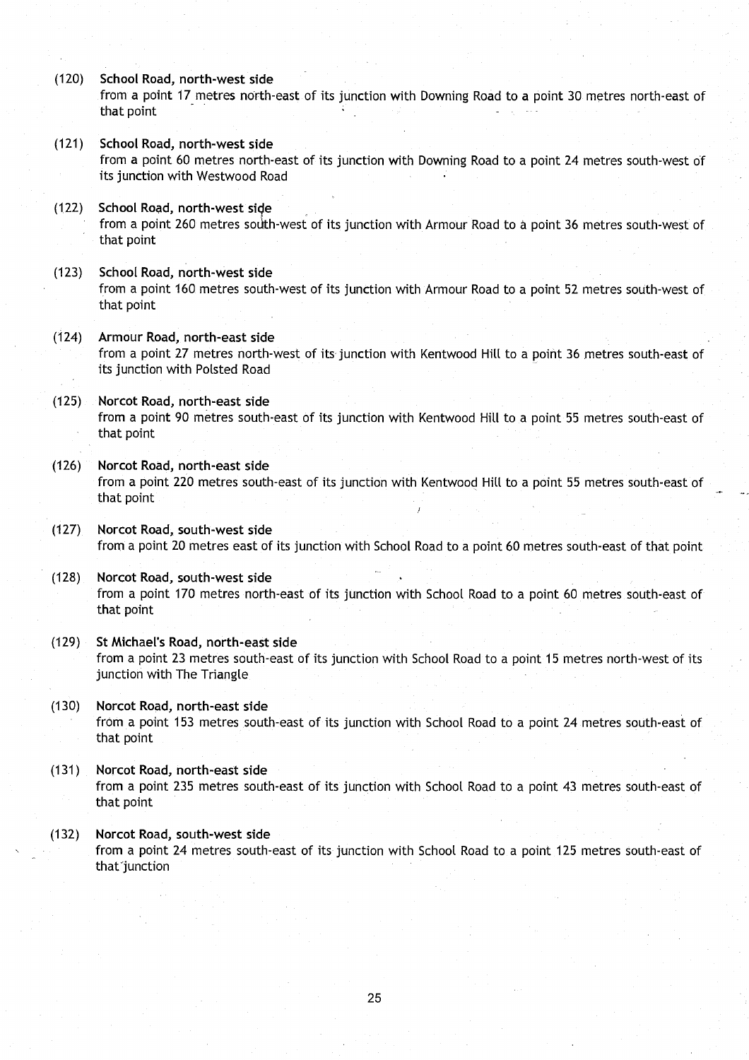(120) **School Road, north-west side**
from a point 17 metres north-east of its junction with Downing Road to a point 30 metres north-east of that point

(121) **School Road, north-west side**
from a point 60 metres north-east of its junction with Downing Road to a point 24 metres south-west of its junction with Westwood Road

(122) **School Road, north-west side**
from a point 260 metres south-west of its junction with Armour Road to a point 36 metres south-west of that point

(123) **School Road, north-west side**
from a point 160 metres south-west of its junction with Armour Road to a point 52 metres south-west of that point

(124) **Armour Road, north-east side**
from a point 27 metres north-west of its junction with Kentwood Hill to a point 36 metres south-east of its junction with Polsted Road

(125) **Norcot Road, north-east side**
from a point 90 metres south-east of its junction with Kentwood Hill to a point 55 metres south-east of that point

(126) **Norcot Road, north-east side**
from a point 220 metres south-east of its junction with Kentwood Hill to a point 55 metres south-east of that point

(127) **Norcot Road, south-west side**
from a point 20 metres east of its junction with School Road to a point 60 metres south-east of that point

(128) **Norcot Road, south-west side**
from a point 170 metres north-east of its junction with School Road to a point 60 metres south-east of that point

(129) **St Michael's Road, north-east side**
from a point 23 metres south-east of its junction with School Road to a point 15 metres north-west of its junction with The Triangle

(130) **Norcot Road, north-east side**
from a point 153 metres south-east of its junction with School Road to a point 24 metres south-east of that point

(131) **Norcot Road, north-east side**
from a point 235 metres south-east of its junction with School Road to a point 43 metres south-east of that point

(132) **Norcot Road, south-west side**
from a point 24 metres south-east of its junction with School Road to a point 125 metres south-east of that junction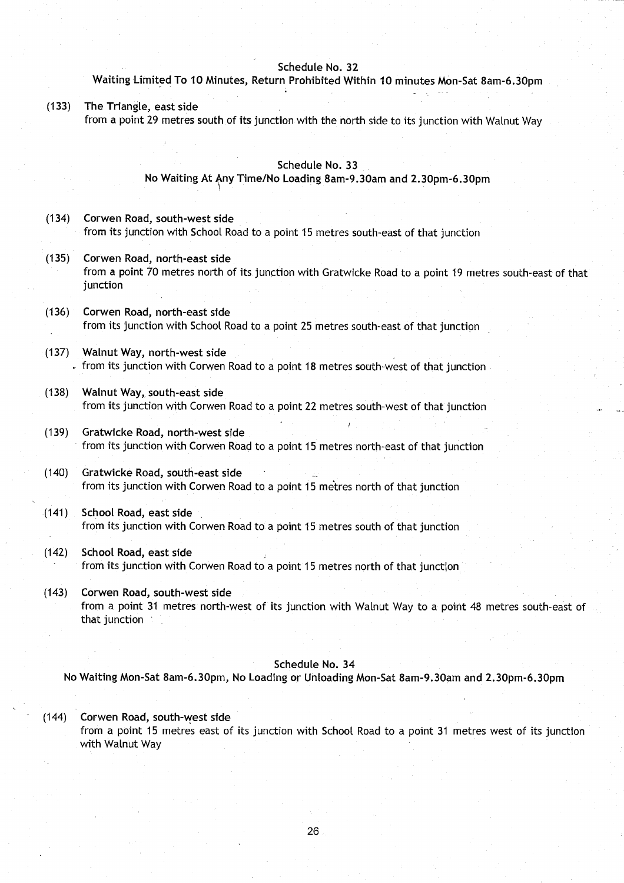## Schedule No. 32

### Waiting Limited To 10 Minutes, Return Prohibited Within 10 minutes Mon-Sat 8am-6.30pm

(133) **The Triangle, east side**
from a point 29 metres south of its junction with the north side to its junction with Walnut Way

## Schedule No. 33

### No Waiting At Any Time/No Loading 8am-9.30am and 2.30pm-6.30pm

(134) **Corwen Road, south-west side**
from its junction with School Road to a point 15 metres south-east of that junction

(135) **Corwen Road, north-east side**
from a point 70 metres north of its junction with Gratwicke Road to a point 19 metres south-east of that junction

(136) **Corwen Road, north-east side**
from its junction with School Road to a point 25 metres south-east of that junction

(137) **Walnut Way, north-west side**
from its junction with Corwen Road to a point 18 metres south-west of that junction

(138) **Walnut Way, south-east side**
from its junction with Corwen Road to a point 22 metres south-west of that junction

(139) **Gratwicke Road, north-west side**
from its junction with Corwen Road to a point 15 metres north-east of that junction

(140) **Gratwicke Road, south-east side**
from its junction with Corwen Road to a point 15 metres north of that junction

(141) **School Road, east side**
from its junction with Corwen Road to a point 15 metres south of that junction

(142) **School Road, east side**
from its junction with Corwen Road to a point 15 metres north of that junction

(143) **Corwen Road, south-west side**
from a point 31 metres north-west of its junction with Walnut Way to a point 48 metres south-east of that junction

## Schedule No. 34

### No Waiting Mon-Sat 8am-6.30pm, No Loading or Unloading Mon-Sat 8am-9.30am and 2.30pm-6.30pm

(144) **Corwen Road, south-west side**
from a point 15 metres east of its junction with School Road to a point 31 metres west of its junction with Walnut Way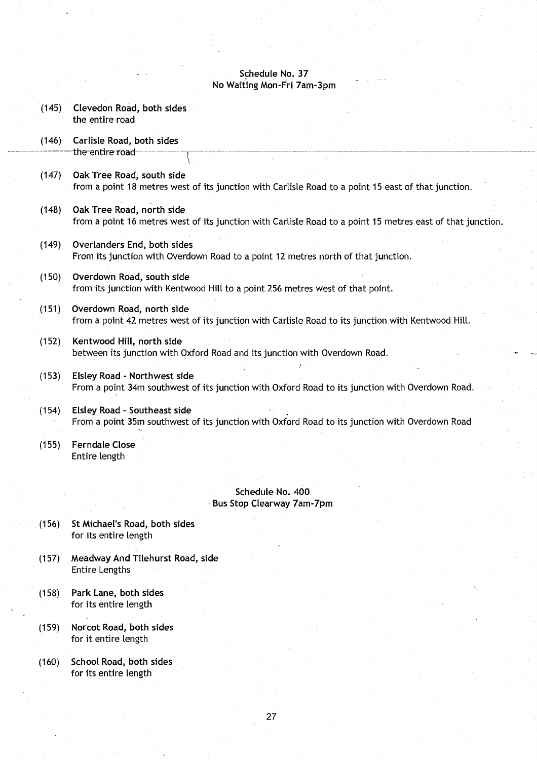## Schedule No. 37
## No Waiting Mon-Fri 7am-3pm

(145) **Clevedon Road, both sides**
the entire road

(146) **Carlisle Road, both sides**
the entire road

(147) **Oak Tree Road, south side**
from a point 18 metres west of its junction with Carlisle Road to a point 15 east of that junction.

(148) **Oak Tree Road, north side**
from a point 16 metres west of its junction with Carlisle Road to a point 15 metres east of that junction.

(149) **Overlanders End, both sides**
From its junction with Overdown Road to a point 12 metres north of that junction.

(150) **Overdown Road, south side**
from its junction with Kentwood Hill to a point 256 metres west of that point.

(151) **Overdown Road, north side**
from a point 42 metres west of its junction with Carlisle Road to its junction with Kentwood Hill.

(152) **Kentwood Hill, north side**
between its junction with Oxford Road and its junction with Overdown Road.

(153) **Elsley Road - Northwest side**
From a point 34m southwest of its junction with Oxford Road to its junction with Overdown Road.

(154) **Elsley Road - Southeast side**
From a point 35m southwest of its junction with Oxford Road to its junction with Overdown Road

(155) **Ferndale Close**
Entire length

## Schedule No. 400
## Bus Stop Clearway 7am-7pm

(156) **St Michael's Road, both sides**
for its entire length

(157) **Meadway And Tilehurst Road, side**
Entire Lengths

(158) **Park Lane, both sides**
for its entire length

(159) **Norcot Road, both sides**
for it entire length

(160) **School Road, both sides**
for its entire length